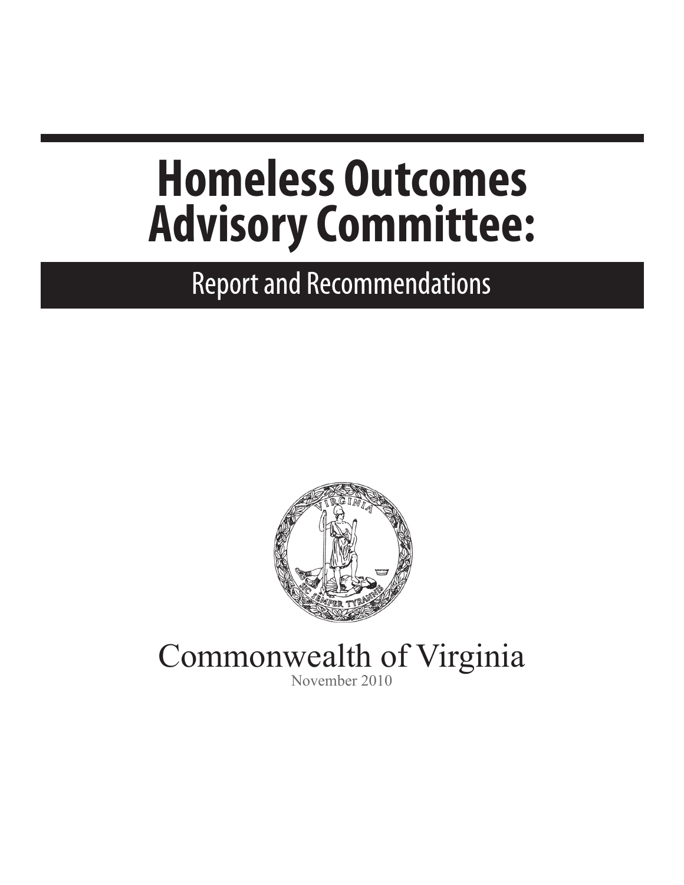# Homeless Outcomes Advisory Committee:

## Report and Recommendations

Commonwealth of Virginia

November 2010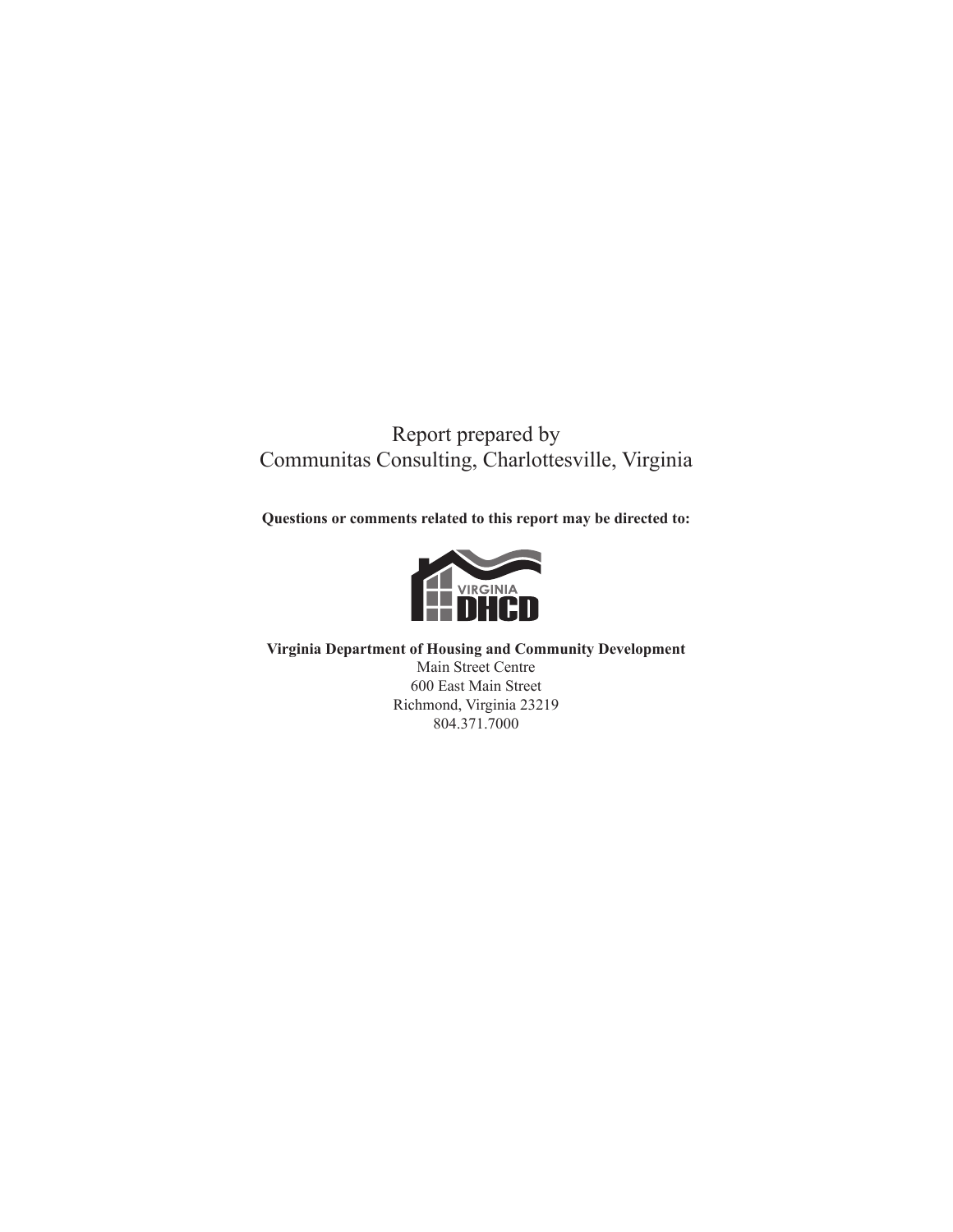Report prepared by
Communitas Consulting, Charlottesville, Virginia

**Questions or comments related to this report may be directed to:**

**Virginia Department of Housing and Community Development**
Main Street Centre
600 East Main Street
Richmond, Virginia 23219
804.371.7000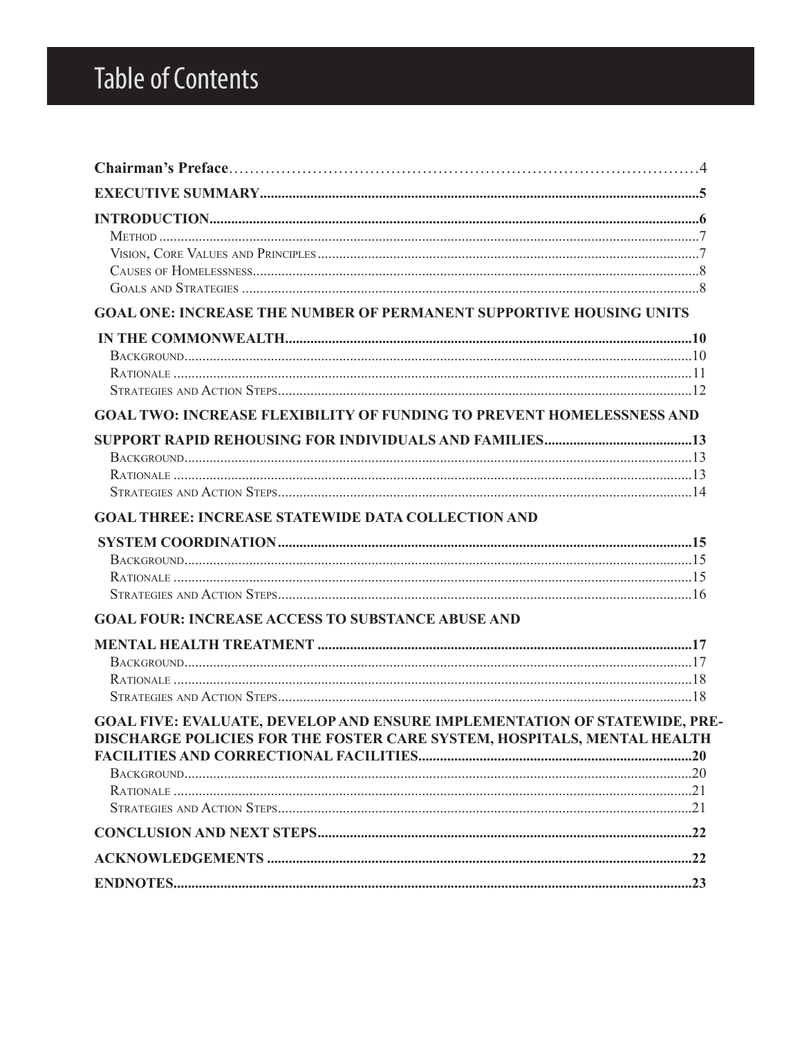# Table of Contents

Chairman's Preface ... 4

EXECUTIVE SUMMARY ... 5

INTRODUCTION ... 6
- Method ... 7
- Vision, Core Values and Principles ... 7
- Causes of Homelessness ... 8
- Goals and Strategies ... 8

GOAL ONE: INCREASE THE NUMBER OF PERMANENT SUPPORTIVE HOUSING UNITS IN THE COMMONWEALTH ... 10
- Background ... 10
- Rationale ... 11
- Strategies and Action Steps ... 12

GOAL TWO: INCREASE FLEXIBILITY OF FUNDING TO PREVENT HOMELESSNESS AND SUPPORT RAPID REHOUSING FOR INDIVIDUALS AND FAMILIES ... 13
- Background ... 13
- Rationale ... 13
- Strategies and Action Steps ... 14

GOAL THREE: INCREASE STATEWIDE DATA COLLECTION AND SYSTEM COORDINATION ... 15
- Background ... 15
- Rationale ... 15
- Strategies and Action Steps ... 16

GOAL FOUR: INCREASE ACCESS TO SUBSTANCE ABUSE AND MENTAL HEALTH TREATMENT ... 17
- Background ... 17
- Rationale ... 18
- Strategies and Action Steps ... 18

GOAL FIVE: EVALUATE, DEVELOP AND ENSURE IMPLEMENTATION OF STATEWIDE, PRE-DISCHARGE POLICIES FOR THE FOSTER CARE SYSTEM, HOSPITALS, MENTAL HEALTH FACILITIES AND CORRECTIONAL FACILITIES ... 20
- Background ... 20
- Rationale ... 21
- Strategies and Action Steps ... 21

CONCLUSION AND NEXT STEPS ... 22

ACKNOWLEDGEMENTS ... 22

ENDNOTES ... 23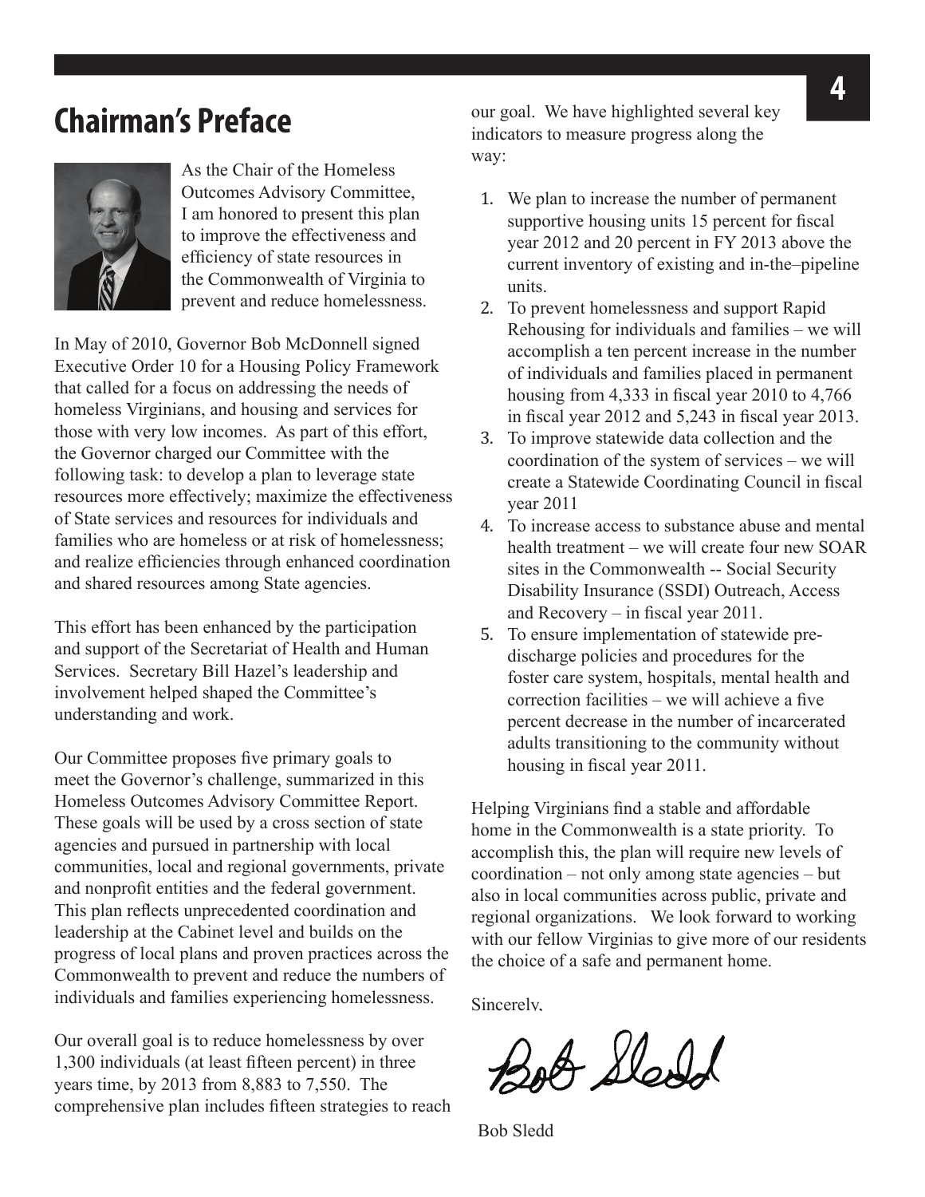# Chairman's Preface

As the Chair of the Homeless Outcomes Advisory Committee, I am honored to present this plan to improve the effectiveness and efficiency of state resources in the Commonwealth of Virginia to prevent and reduce homelessness.

In May of 2010, Governor Bob McDonnell signed Executive Order 10 for a Housing Policy Framework that called for a focus on addressing the needs of homeless Virginians, and housing and services for those with very low incomes. As part of this effort, the Governor charged our Committee with the following task: to develop a plan to leverage state resources more effectively; maximize the effectiveness of State services and resources for individuals and families who are homeless or at risk of homelessness; and realize efficiencies through enhanced coordination and shared resources among State agencies.

This effort has been enhanced by the participation and support of the Secretariat of Health and Human Services. Secretary Bill Hazel's leadership and involvement helped shaped the Committee's understanding and work.

Our Committee proposes five primary goals to meet the Governor's challenge, summarized in this Homeless Outcomes Advisory Committee Report. These goals will be used by a cross section of state agencies and pursued in partnership with local communities, local and regional governments, private and nonprofit entities and the federal government. This plan reflects unprecedented coordination and leadership at the Cabinet level and builds on the progress of local plans and proven practices across the Commonwealth to prevent and reduce the numbers of individuals and families experiencing homelessness.

Our overall goal is to reduce homelessness by over 1,300 individuals (at least fifteen percent) in three years time, by 2013 from 8,883 to 7,550. The comprehensive plan includes fifteen strategies to reach our goal. We have highlighted several key indicators to measure progress along the way:

1. We plan to increase the number of permanent supportive housing units 15 percent for fiscal year 2012 and 20 percent in FY 2013 above the current inventory of existing and in-the–pipeline units.
2. To prevent homelessness and support Rapid Rehousing for individuals and families – we will accomplish a ten percent increase in the number of individuals and families placed in permanent housing from 4,333 in fiscal year 2010 to 4,766 in fiscal year 2012 and 5,243 in fiscal year 2013.
3. To improve statewide data collection and the coordination of the system of services – we will create a Statewide Coordinating Council in fiscal year 2011
4. To increase access to substance abuse and mental health treatment – we will create four new SOAR sites in the Commonwealth -- Social Security Disability Insurance (SSDI) Outreach, Access and Recovery – in fiscal year 2011.
5. To ensure implementation of statewide pre-discharge policies and procedures for the foster care system, hospitals, mental health and correction facilities – we will achieve a five percent decrease in the number of incarcerated adults transitioning to the community without housing in fiscal year 2011.

Helping Virginians find a stable and affordable home in the Commonwealth is a state priority. To accomplish this, the plan will require new levels of coordination – not only among state agencies – but also in local communities across public, private and regional organizations. We look forward to working with our fellow Virginias to give more of our residents the choice of a safe and permanent home.

Sincerely,

Bob Sledd

Bob Sledd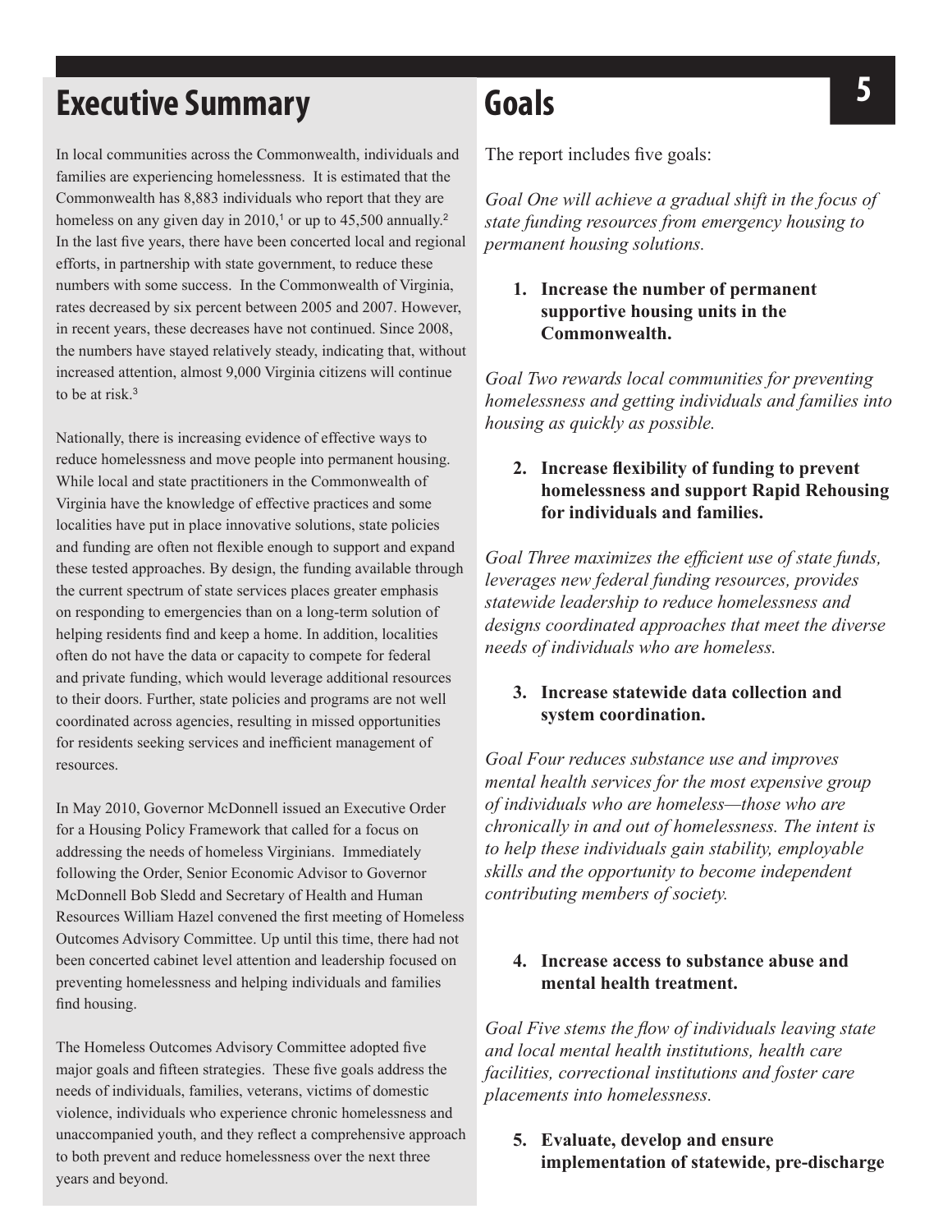## Executive Summary

In local communities across the Commonwealth, individuals and families are experiencing homelessness. It is estimated that the Commonwealth has 8,883 individuals who report that they are homeless on any given day in 2010,[1] or up to 45,500 annually.[2] In the last five years, there have been concerted local and regional efforts, in partnership with state government, to reduce these numbers with some success. In the Commonwealth of Virginia, rates decreased by six percent between 2005 and 2007. However, in recent years, these decreases have not continued. Since 2008, the numbers have stayed relatively steady, indicating that, without increased attention, almost 9,000 Virginia citizens will continue to be at risk.[3]

Nationally, there is increasing evidence of effective ways to reduce homelessness and move people into permanent housing. While local and state practitioners in the Commonwealth of Virginia have the knowledge of effective practices and some localities have put in place innovative solutions, state policies and funding are often not flexible enough to support and expand these tested approaches. By design, the funding available through the current spectrum of state services places greater emphasis on responding to emergencies than on a long-term solution of helping residents find and keep a home. In addition, localities often do not have the data or capacity to compete for federal and private funding, which would leverage additional resources to their doors. Further, state policies and programs are not well coordinated across agencies, resulting in missed opportunities for residents seeking services and inefficient management of resources.

In May 2010, Governor McDonnell issued an Executive Order for a Housing Policy Framework that called for a focus on addressing the needs of homeless Virginians. Immediately following the Order, Senior Economic Advisor to Governor McDonnell Bob Sledd and Secretary of Health and Human Resources William Hazel convened the first meeting of Homeless Outcomes Advisory Committee. Up until this time, there had not been concerted cabinet level attention and leadership focused on preventing homelessness and helping individuals and families find housing.

The Homeless Outcomes Advisory Committee adopted five major goals and fifteen strategies. These five goals address the needs of individuals, families, veterans, victims of domestic violence, individuals who experience chronic homelessness and unaccompanied youth, and they reflect a comprehensive approach to both prevent and reduce homelessness over the next three years and beyond.

## Goals

The report includes five goals:

*Goal One will achieve a gradual shift in the focus of state funding resources from emergency housing to permanent housing solutions.*

1. **Increase the number of permanent supportive housing units in the Commonwealth.**

*Goal Two rewards local communities for preventing homelessness and getting individuals and families into housing as quickly as possible.*

2. **Increase flexibility of funding to prevent homelessness and support Rapid Rehousing for individuals and families.**

*Goal Three maximizes the efficient use of state funds, leverages new federal funding resources, provides statewide leadership to reduce homelessness and designs coordinated approaches that meet the diverse needs of individuals who are homeless.*

3. **Increase statewide data collection and system coordination.**

*Goal Four reduces substance use and improves mental health services for the most expensive group of individuals who are homeless—those who are chronically in and out of homelessness. The intent is to help these individuals gain stability, employable skills and the opportunity to become independent contributing members of society.*

4. **Increase access to substance abuse and mental health treatment.**

*Goal Five stems the flow of individuals leaving state and local mental health institutions, health care facilities, correctional institutions and foster care placements into homelessness.*

5. **Evaluate, develop and ensure implementation of statewide, pre-discharge**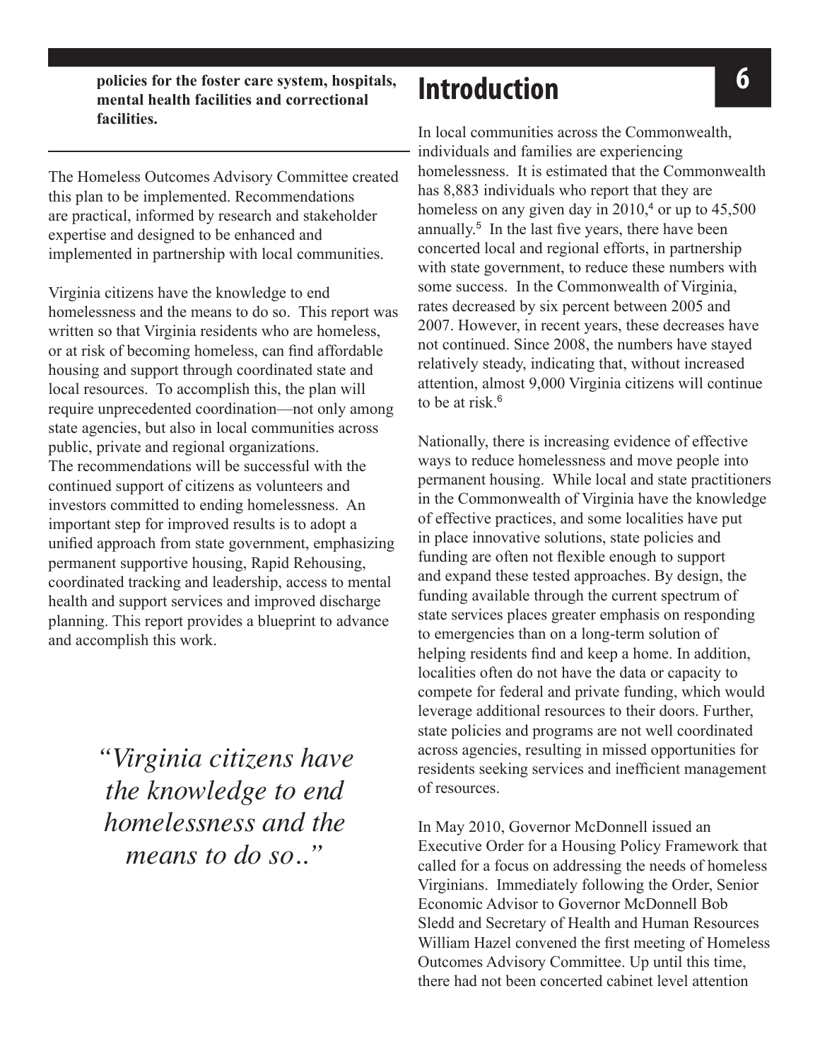**policies for the foster care system, hospitals, mental health facilities and correctional facilities.**

The Homeless Outcomes Advisory Committee created this plan to be implemented. Recommendations are practical, informed by research and stakeholder expertise and designed to be enhanced and implemented in partnership with local communities.

Virginia citizens have the knowledge to end homelessness and the means to do so. This report was written so that Virginia residents who are homeless, or at risk of becoming homeless, can find affordable housing and support through coordinated state and local resources. To accomplish this, the plan will require unprecedented coordination—not only among state agencies, but also in local communities across public, private and regional organizations. The recommendations will be successful with the continued support of citizens as volunteers and investors committed to ending homelessness. An important step for improved results is to adopt a unified approach from state government, emphasizing permanent supportive housing, Rapid Rehousing, coordinated tracking and leadership, access to mental health and support services and improved discharge planning. This report provides a blueprint to advance and accomplish this work.

*"Virginia citizens have the knowledge to end homelessness and the means to do so.."*

# Introduction

In local communities across the Commonwealth, individuals and families are experiencing homelessness. It is estimated that the Commonwealth has 8,883 individuals who report that they are homeless on any given day in 2010,[4] or up to 45,500 annually.[5] In the last five years, there have been concerted local and regional efforts, in partnership with state government, to reduce these numbers with some success. In the Commonwealth of Virginia, rates decreased by six percent between 2005 and 2007. However, in recent years, these decreases have not continued. Since 2008, the numbers have stayed relatively steady, indicating that, without increased attention, almost 9,000 Virginia citizens will continue to be at risk.[6]

Nationally, there is increasing evidence of effective ways to reduce homelessness and move people into permanent housing. While local and state practitioners in the Commonwealth of Virginia have the knowledge of effective practices, and some localities have put in place innovative solutions, state policies and funding are often not flexible enough to support and expand these tested approaches. By design, the funding available through the current spectrum of state services places greater emphasis on responding to emergencies than on a long-term solution of helping residents find and keep a home. In addition, localities often do not have the data or capacity to compete for federal and private funding, which would leverage additional resources to their doors. Further, state policies and programs are not well coordinated across agencies, resulting in missed opportunities for residents seeking services and inefficient management of resources.

In May 2010, Governor McDonnell issued an Executive Order for a Housing Policy Framework that called for a focus on addressing the needs of homeless Virginians. Immediately following the Order, Senior Economic Advisor to Governor McDonnell Bob Sledd and Secretary of Health and Human Resources William Hazel convened the first meeting of Homeless Outcomes Advisory Committee. Up until this time, there had not been concerted cabinet level attention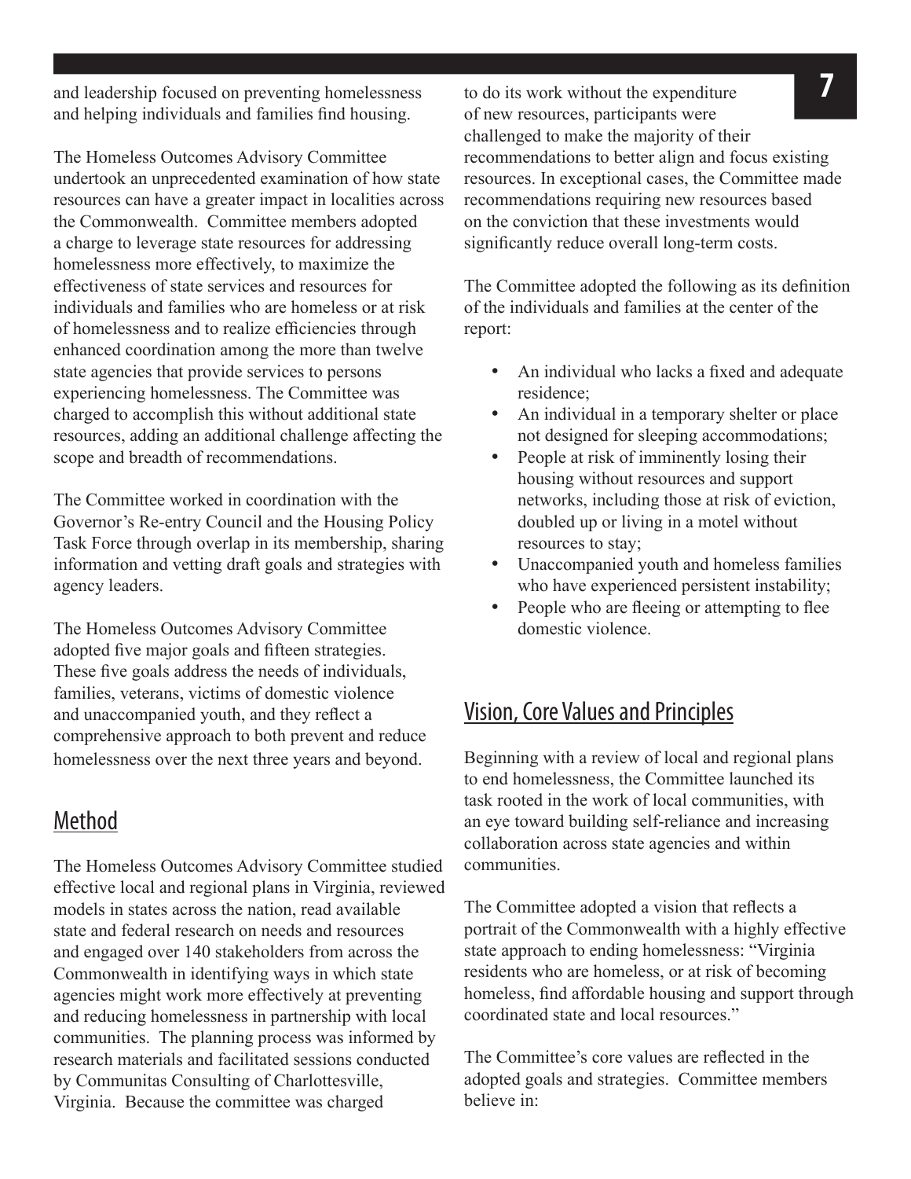and leadership focused on preventing homelessness and helping individuals and families find housing.

The Homeless Outcomes Advisory Committee undertook an unprecedented examination of how state resources can have a greater impact in localities across the Commonwealth. Committee members adopted a charge to leverage state resources for addressing homelessness more effectively, to maximize the effectiveness of state services and resources for individuals and families who are homeless or at risk of homelessness and to realize efficiencies through enhanced coordination among the more than twelve state agencies that provide services to persons experiencing homelessness. The Committee was charged to accomplish this without additional state resources, adding an additional challenge affecting the scope and breadth of recommendations.

The Committee worked in coordination with the Governor's Re-entry Council and the Housing Policy Task Force through overlap in its membership, sharing information and vetting draft goals and strategies with agency leaders.

The Homeless Outcomes Advisory Committee adopted five major goals and fifteen strategies. These five goals address the needs of individuals, families, veterans, victims of domestic violence and unaccompanied youth, and they reflect a comprehensive approach to both prevent and reduce homelessness over the next three years and beyond.

## Method

The Homeless Outcomes Advisory Committee studied effective local and regional plans in Virginia, reviewed models in states across the nation, read available state and federal research on needs and resources and engaged over 140 stakeholders from across the Commonwealth in identifying ways in which state agencies might work more effectively at preventing and reducing homelessness in partnership with local communities. The planning process was informed by research materials and facilitated sessions conducted by Communitas Consulting of Charlottesville, Virginia. Because the committee was charged to do its work without the expenditure of new resources, participants were challenged to make the majority of their recommendations to better align and focus existing resources. In exceptional cases, the Committee made recommendations requiring new resources based on the conviction that these investments would significantly reduce overall long-term costs.

The Committee adopted the following as its definition of the individuals and families at the center of the report:

- An individual who lacks a fixed and adequate residence;
- An individual in a temporary shelter or place not designed for sleeping accommodations;
- People at risk of imminently losing their housing without resources and support networks, including those at risk of eviction, doubled up or living in a motel without resources to stay;
- Unaccompanied youth and homeless families who have experienced persistent instability;
- People who are fleeing or attempting to flee domestic violence.

## Vision, Core Values and Principles

Beginning with a review of local and regional plans to end homelessness, the Committee launched its task rooted in the work of local communities, with an eye toward building self-reliance and increasing collaboration across state agencies and within communities.

The Committee adopted a vision that reflects a portrait of the Commonwealth with a highly effective state approach to ending homelessness: "Virginia residents who are homeless, or at risk of becoming homeless, find affordable housing and support through coordinated state and local resources."

The Committee's core values are reflected in the adopted goals and strategies. Committee members believe in: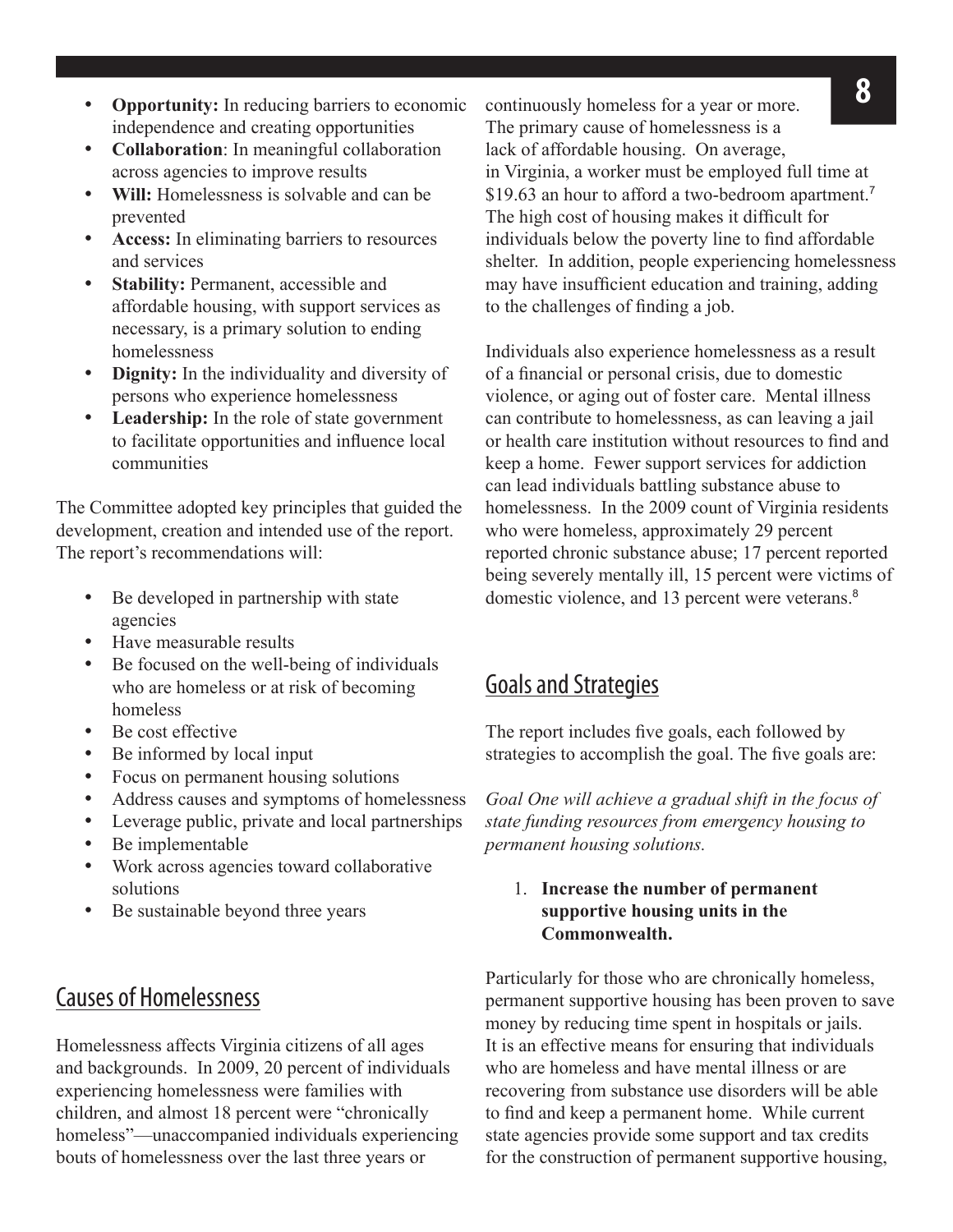- **Opportunity:** In reducing barriers to economic independence and creating opportunities
- **Collaboration**: In meaningful collaboration across agencies to improve results
- **Will:** Homelessness is solvable and can be prevented
- **Access:** In eliminating barriers to resources and services
- **Stability:** Permanent, accessible and affordable housing, with support services as necessary, is a primary solution to ending homelessness
- **Dignity:** In the individuality and diversity of persons who experience homelessness
- **Leadership:** In the role of state government to facilitate opportunities and influence local communities

The Committee adopted key principles that guided the development, creation and intended use of the report. The report's recommendations will:

- Be developed in partnership with state agencies
- Have measurable results
- Be focused on the well-being of individuals who are homeless or at risk of becoming homeless
- Be cost effective
- Be informed by local input
- Focus on permanent housing solutions
- Address causes and symptoms of homelessness
- Leverage public, private and local partnerships
- Be implementable
- Work across agencies toward collaborative solutions
- Be sustainable beyond three years

## Causes of Homelessness

Homelessness affects Virginia citizens of all ages and backgrounds. In 2009, 20 percent of individuals experiencing homelessness were families with children, and almost 18 percent were "chronically homeless"—unaccompanied individuals experiencing bouts of homelessness over the last three years or continuously homeless for a year or more. The primary cause of homelessness is a lack of affordable housing. On average, in Virginia, a worker must be employed full time at $19.63 an hour to afford a two-bedroom apartment.[7] The high cost of housing makes it difficult for individuals below the poverty line to find affordable shelter. In addition, people experiencing homelessness may have insufficient education and training, adding to the challenges of finding a job.

Individuals also experience homelessness as a result of a financial or personal crisis, due to domestic violence, or aging out of foster care. Mental illness can contribute to homelessness, as can leaving a jail or health care institution without resources to find and keep a home. Fewer support services for addiction can lead individuals battling substance abuse to homelessness. In the 2009 count of Virginia residents who were homeless, approximately 29 percent reported chronic substance abuse; 17 percent reported being severely mentally ill, 15 percent were victims of domestic violence, and 13 percent were veterans.[8]

## Goals and Strategies

The report includes five goals, each followed by strategies to accomplish the goal. The five goals are:

*Goal One will achieve a gradual shift in the focus of state funding resources from emergency housing to permanent housing solutions.*

1. **Increase the number of permanent supportive housing units in the Commonwealth.**

Particularly for those who are chronically homeless, permanent supportive housing has been proven to save money by reducing time spent in hospitals or jails. It is an effective means for ensuring that individuals who are homeless and have mental illness or are recovering from substance use disorders will be able to find and keep a permanent home. While current state agencies provide some support and tax credits for the construction of permanent supportive housing,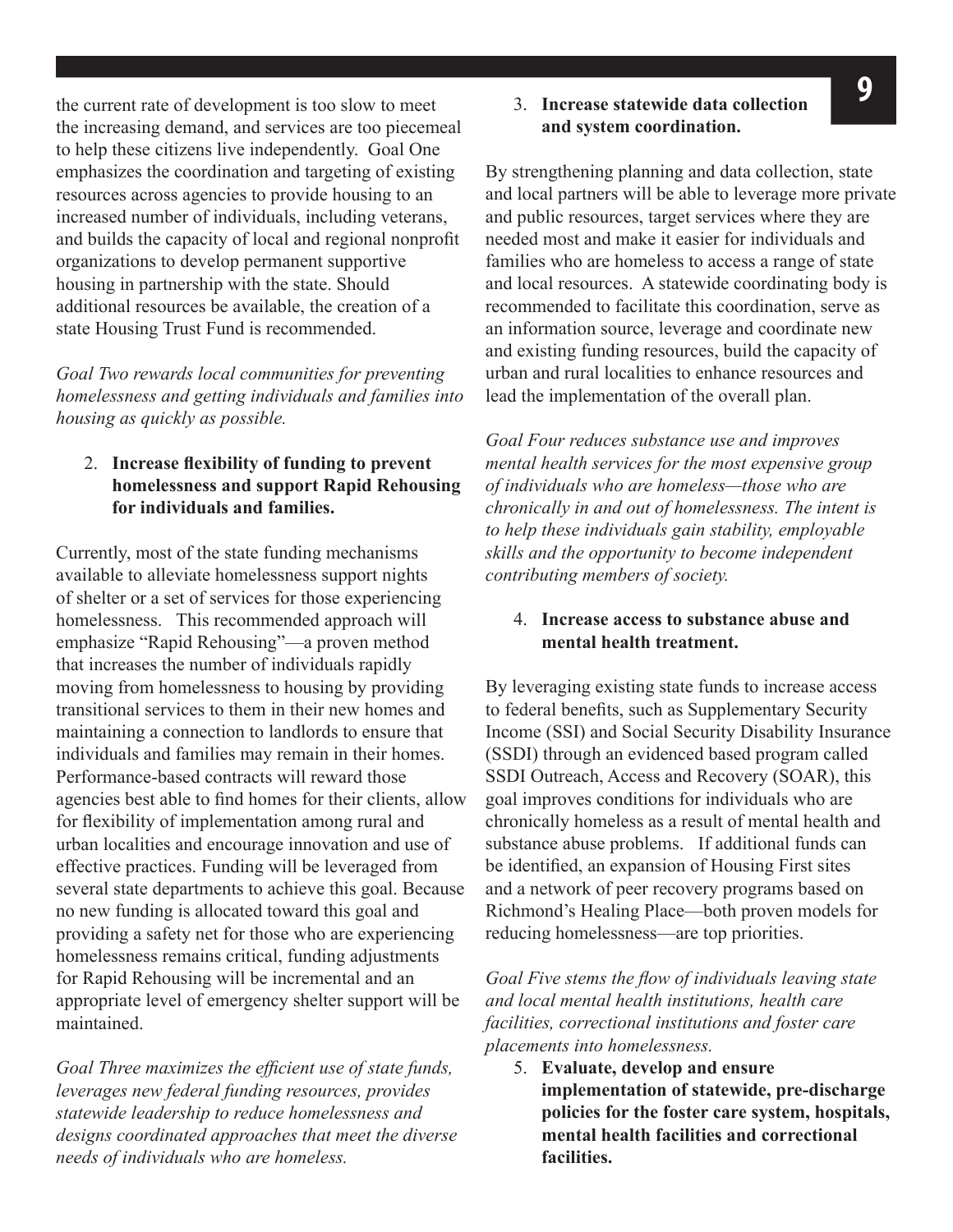the current rate of development is too slow to meet the increasing demand, and services are too piecemeal to help these citizens live independently. Goal One emphasizes the coordination and targeting of existing resources across agencies to provide housing to an increased number of individuals, including veterans, and builds the capacity of local and regional nonprofit organizations to develop permanent supportive housing in partnership with the state. Should additional resources be available, the creation of a state Housing Trust Fund is recommended.

*Goal Two rewards local communities for preventing homelessness and getting individuals and families into housing as quickly as possible.*

2. **Increase flexibility of funding to prevent homelessness and support Rapid Rehousing for individuals and families.**

Currently, most of the state funding mechanisms available to alleviate homelessness support nights of shelter or a set of services for those experiencing homelessness. This recommended approach will emphasize "Rapid Rehousing"—a proven method that increases the number of individuals rapidly moving from homelessness to housing by providing transitional services to them in their new homes and maintaining a connection to landlords to ensure that individuals and families may remain in their homes. Performance-based contracts will reward those agencies best able to find homes for their clients, allow for flexibility of implementation among rural and urban localities and encourage innovation and use of effective practices. Funding will be leveraged from several state departments to achieve this goal. Because no new funding is allocated toward this goal and providing a safety net for those who are experiencing homelessness remains critical, funding adjustments for Rapid Rehousing will be incremental and an appropriate level of emergency shelter support will be maintained.

*Goal Three maximizes the efficient use of state funds, leverages new federal funding resources, provides statewide leadership to reduce homelessness and designs coordinated approaches that meet the diverse needs of individuals who are homeless.*

3. **Increase statewide data collection and system coordination.**

By strengthening planning and data collection, state and local partners will be able to leverage more private and public resources, target services where they are needed most and make it easier for individuals and families who are homeless to access a range of state and local resources. A statewide coordinating body is recommended to facilitate this coordination, serve as an information source, leverage and coordinate new and existing funding resources, build the capacity of urban and rural localities to enhance resources and lead the implementation of the overall plan.

*Goal Four reduces substance use and improves mental health services for the most expensive group of individuals who are homeless—those who are chronically in and out of homelessness. The intent is to help these individuals gain stability, employable skills and the opportunity to become independent contributing members of society.*

4. **Increase access to substance abuse and mental health treatment.**

By leveraging existing state funds to increase access to federal benefits, such as Supplementary Security Income (SSI) and Social Security Disability Insurance (SSDI) through an evidenced based program called SSDI Outreach, Access and Recovery (SOAR), this goal improves conditions for individuals who are chronically homeless as a result of mental health and substance abuse problems. If additional funds can be identified, an expansion of Housing First sites and a network of peer recovery programs based on Richmond's Healing Place—both proven models for reducing homelessness—are top priorities.

*Goal Five stems the flow of individuals leaving state and local mental health institutions, health care facilities, correctional institutions and foster care placements into homelessness.*

5. **Evaluate, develop and ensure implementation of statewide, pre-discharge policies for the foster care system, hospitals, mental health facilities and correctional facilities.**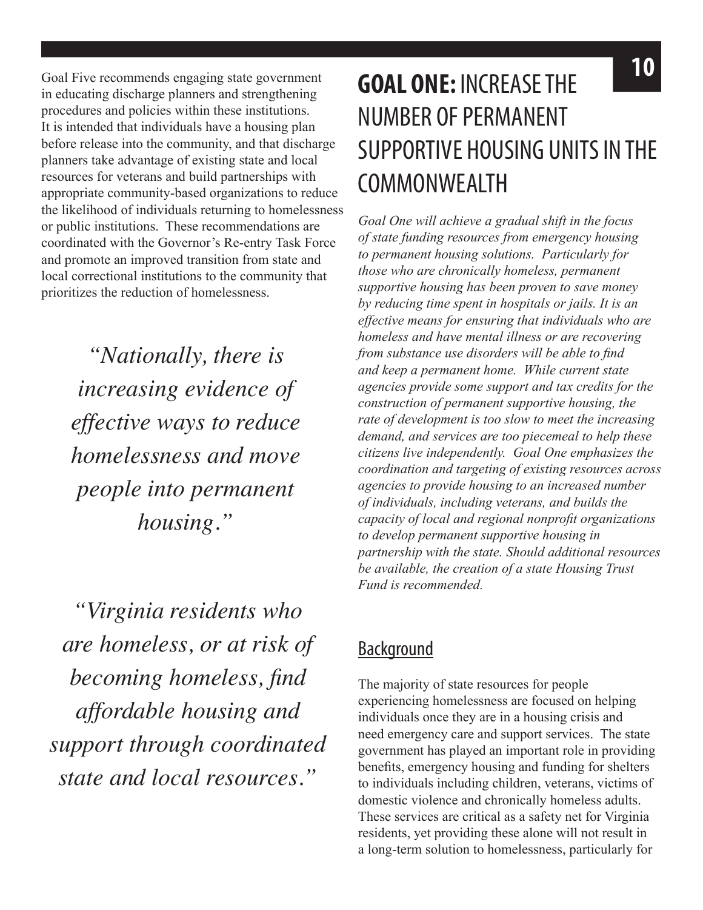Goal Five recommends engaging state government in educating discharge planners and strengthening procedures and policies within these institutions. It is intended that individuals have a housing plan before release into the community, and that discharge planners take advantage of existing state and local resources for veterans and build partnerships with appropriate community-based organizations to reduce the likelihood of individuals returning to homelessness or public institutions. These recommendations are coordinated with the Governor's Re-entry Task Force and promote an improved transition from state and local correctional institutions to the community that prioritizes the reduction of homelessness.

*"Nationally, there is increasing evidence of effective ways to reduce homelessness and move people into permanent housing."*

*"Virginia residents who are homeless, or at risk of becoming homeless, find affordable housing and support through coordinated state and local resources."*

# **GOAL ONE:** INCREASE THE NUMBER OF PERMANENT SUPPORTIVE HOUSING UNITS IN THE COMMONWEALTH

*Goal One will achieve a gradual shift in the focus of state funding resources from emergency housing to permanent housing solutions. Particularly for those who are chronically homeless, permanent supportive housing has been proven to save money by reducing time spent in hospitals or jails. It is an effective means for ensuring that individuals who are homeless and have mental illness or are recovering from substance use disorders will be able to find and keep a permanent home. While current state agencies provide some support and tax credits for the construction of permanent supportive housing, the rate of development is too slow to meet the increasing demand, and services are too piecemeal to help these citizens live independently. Goal One emphasizes the coordination and targeting of existing resources across agencies to provide housing to an increased number of individuals, including veterans, and builds the capacity of local and regional nonprofit organizations to develop permanent supportive housing in partnership with the state. Should additional resources be available, the creation of a state Housing Trust Fund is recommended.*

## Background

The majority of state resources for people experiencing homelessness are focused on helping individuals once they are in a housing crisis and need emergency care and support services. The state government has played an important role in providing benefits, emergency housing and funding for shelters to individuals including children, veterans, victims of domestic violence and chronically homeless adults. These services are critical as a safety net for Virginia residents, yet providing these alone will not result in a long-term solution to homelessness, particularly for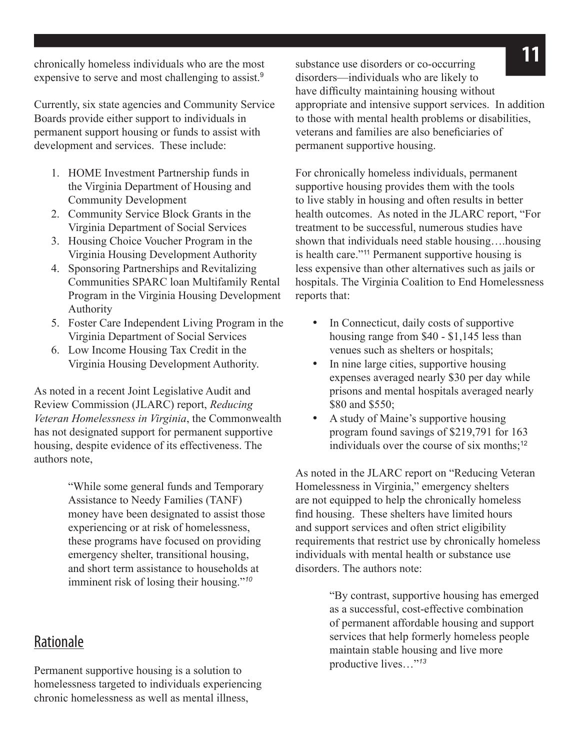chronically homeless individuals who are the most expensive to serve and most challenging to assist.[9]

Currently, six state agencies and Community Service Boards provide either support to individuals in permanent support housing or funds to assist with development and services. These include:

1. HOME Investment Partnership funds in the Virginia Department of Housing and Community Development
2. Community Service Block Grants in the Virginia Department of Social Services
3. Housing Choice Voucher Program in the Virginia Housing Development Authority
4. Sponsoring Partnerships and Revitalizing Communities SPARC loan Multifamily Rental Program in the Virginia Housing Development Authority
5. Foster Care Independent Living Program in the Virginia Department of Social Services
6. Low Income Housing Tax Credit in the Virginia Housing Development Authority.

As noted in a recent Joint Legislative Audit and Review Commission (JLARC) report, *Reducing Veteran Homelessness in Virginia*, the Commonwealth has not designated support for permanent supportive housing, despite evidence of its effectiveness. The authors note,

> "While some general funds and Temporary Assistance to Needy Families (TANF) money have been designated to assist those experiencing or at risk of homelessness, these programs have focused on providing emergency shelter, transitional housing, and short term assistance to households at imminent risk of losing their housing."[10]

## Rationale

Permanent supportive housing is a solution to homelessness targeted to individuals experiencing chronic homelessness as well as mental illness, substance use disorders or co-occurring disorders—individuals who are likely to have difficulty maintaining housing without appropriate and intensive support services. In addition to those with mental health problems or disabilities, veterans and families are also beneficiaries of permanent supportive housing.

For chronically homeless individuals, permanent supportive housing provides them with the tools to live stably in housing and often results in better health outcomes. As noted in the JLARC report, "For treatment to be successful, numerous studies have shown that individuals need stable housing….housing is health care."[11] Permanent supportive housing is less expensive than other alternatives such as jails or hospitals. The Virginia Coalition to End Homelessness reports that:

- In Connecticut, daily costs of supportive housing range from $40 - $1,145 less than venues such as shelters or hospitals;
- In nine large cities, supportive housing expenses averaged nearly $30 per day while prisons and mental hospitals averaged nearly $80 and $550;
- A study of Maine's supportive housing program found savings of $219,791 for 163 individuals over the course of six months;[12]

As noted in the JLARC report on "Reducing Veteran Homelessness in Virginia," emergency shelters are not equipped to help the chronically homeless find housing. These shelters have limited hours and support services and often strict eligibility requirements that restrict use by chronically homeless individuals with mental health or substance use disorders. The authors note:

> "By contrast, supportive housing has emerged as a successful, cost-effective combination of permanent affordable housing and support services that help formerly homeless people maintain stable housing and live more productive lives…"[13]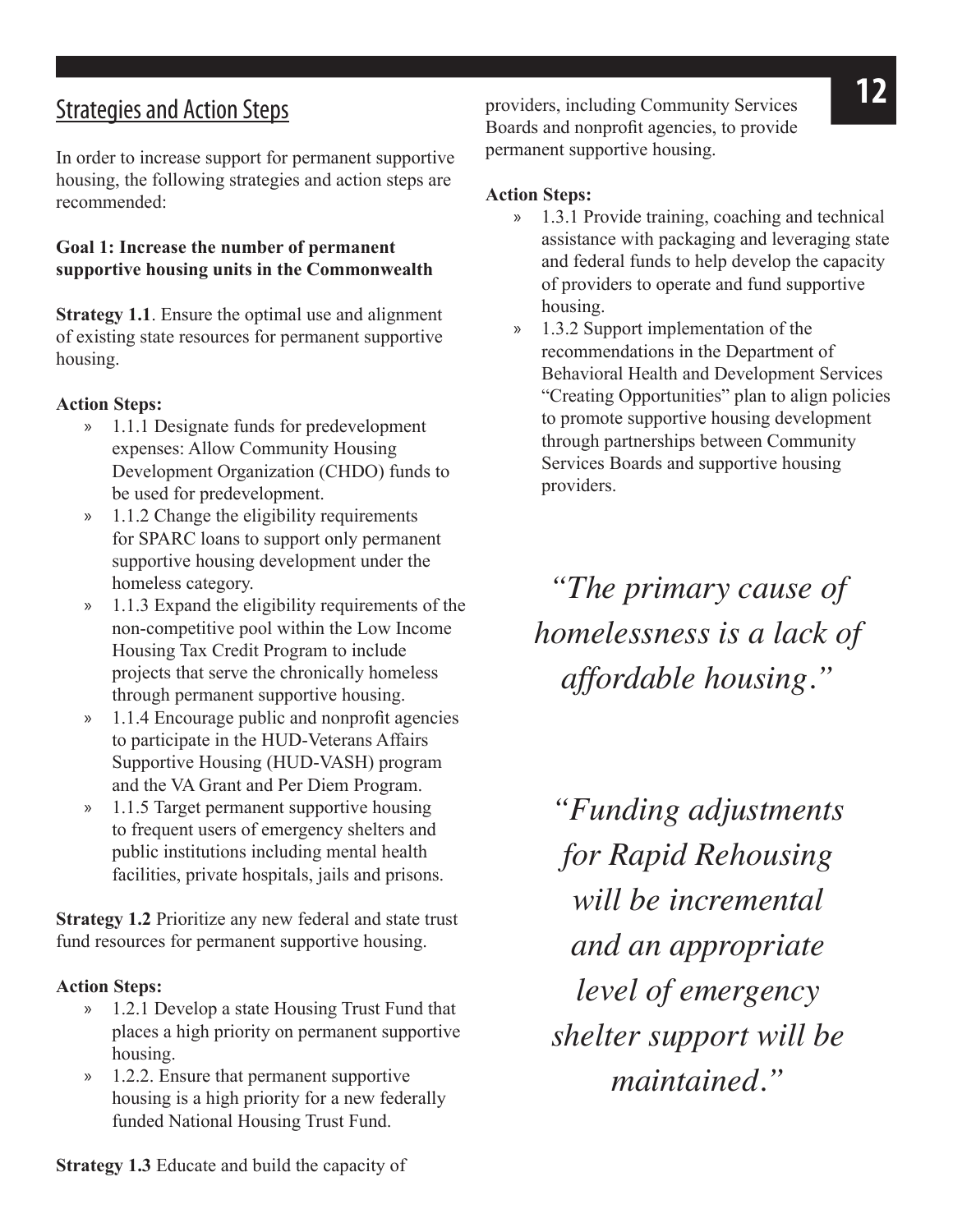## Strategies and Action Steps

In order to increase support for permanent supportive housing, the following strategies and action steps are recommended:

**Goal 1: Increase the number of permanent supportive housing units in the Commonwealth**

**Strategy 1.1**. Ensure the optimal use and alignment of existing state resources for permanent supportive housing.

**Action Steps:**

- 1.1.1 Designate funds for predevelopment expenses: Allow Community Housing Development Organization (CHDO) funds to be used for predevelopment.
- 1.1.2 Change the eligibility requirements for SPARC loans to support only permanent supportive housing development under the homeless category.
- 1.1.3 Expand the eligibility requirements of the non-competitive pool within the Low Income Housing Tax Credit Program to include projects that serve the chronically homeless through permanent supportive housing.
- 1.1.4 Encourage public and nonprofit agencies to participate in the HUD-Veterans Affairs Supportive Housing (HUD-VASH) program and the VA Grant and Per Diem Program.
- 1.1.5 Target permanent supportive housing to frequent users of emergency shelters and public institutions including mental health facilities, private hospitals, jails and prisons.

**Strategy 1.2** Prioritize any new federal and state trust fund resources for permanent supportive housing.

**Action Steps:**

- 1.2.1 Develop a state Housing Trust Fund that places a high priority on permanent supportive housing.
- 1.2.2. Ensure that permanent supportive housing is a high priority for a new federally funded National Housing Trust Fund.

**Strategy 1.3** Educate and build the capacity of providers, including Community Services Boards and nonprofit agencies, to provide permanent supportive housing.

**Action Steps:**

- 1.3.1 Provide training, coaching and technical assistance with packaging and leveraging state and federal funds to help develop the capacity of providers to operate and fund supportive housing.
- 1.3.2 Support implementation of the recommendations in the Department of Behavioral Health and Development Services "Creating Opportunities" plan to align policies to promote supportive housing development through partnerships between Community Services Boards and supportive housing providers.

*"The primary cause of homelessness is a lack of affordable housing."*

*"Funding adjustments for Rapid Rehousing will be incremental and an appropriate level of emergency shelter support will be maintained."*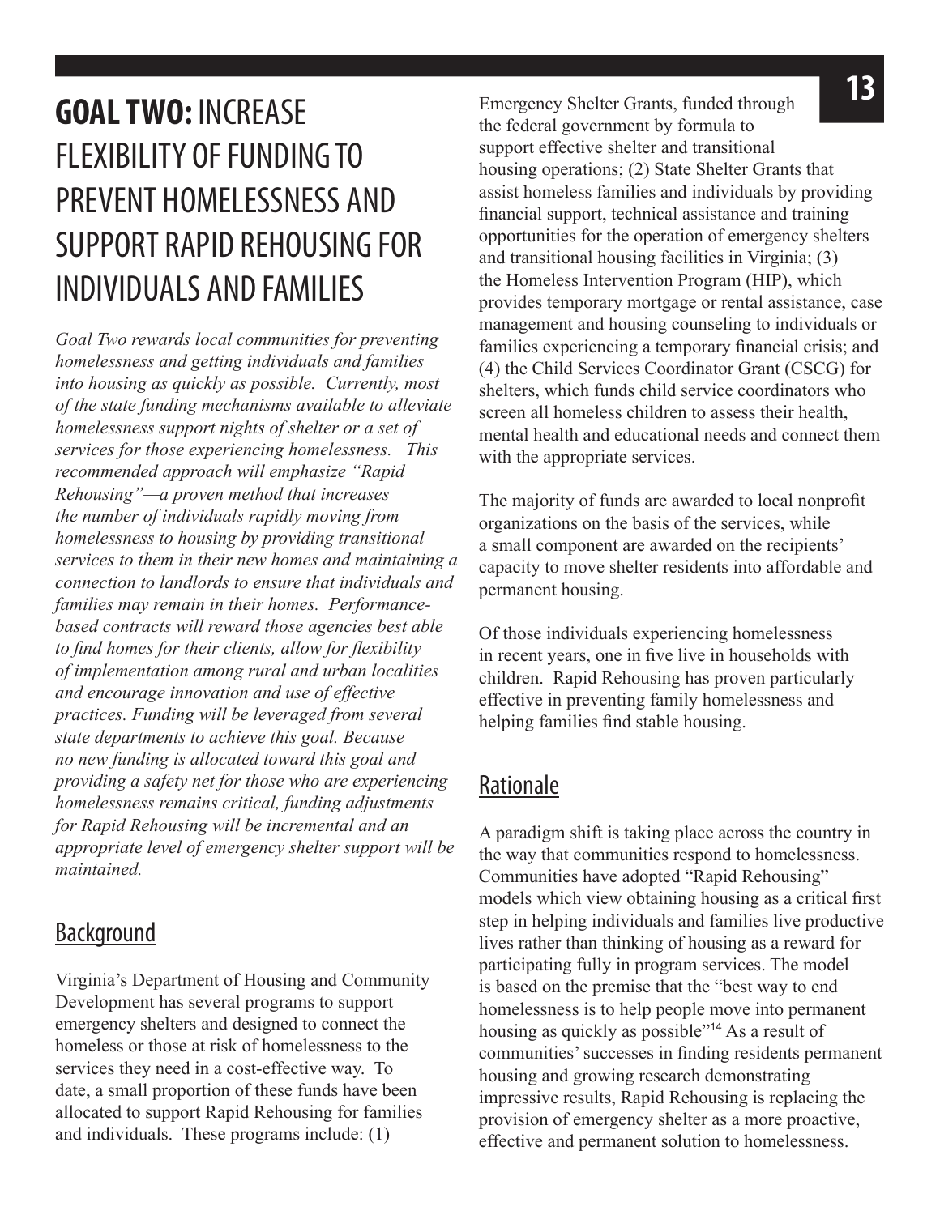# **GOAL TWO:** INCREASE FLEXIBILITY OF FUNDING TO PREVENT HOMELESSNESS AND SUPPORT RAPID REHOUSING FOR INDIVIDUALS AND FAMILIES

*Goal Two rewards local communities for preventing homelessness and getting individuals and families into housing as quickly as possible. Currently, most of the state funding mechanisms available to alleviate homelessness support nights of shelter or a set of services for those experiencing homelessness. This recommended approach will emphasize "Rapid Rehousing"—a proven method that increases the number of individuals rapidly moving from homelessness to housing by providing transitional services to them in their new homes and maintaining a connection to landlords to ensure that individuals and families may remain in their homes. Performance-based contracts will reward those agencies best able to find homes for their clients, allow for flexibility of implementation among rural and urban localities and encourage innovation and use of effective practices. Funding will be leveraged from several state departments to achieve this goal. Because no new funding is allocated toward this goal and providing a safety net for those who are experiencing homelessness remains critical, funding adjustments for Rapid Rehousing will be incremental and an appropriate level of emergency shelter support will be maintained.*

## Background

Virginia's Department of Housing and Community Development has several programs to support emergency shelters and designed to connect the homeless or those at risk of homelessness to the services they need in a cost-effective way. To date, a small proportion of these funds have been allocated to support Rapid Rehousing for families and individuals. These programs include: (1) Emergency Shelter Grants, funded through the federal government by formula to support effective shelter and transitional housing operations; (2) State Shelter Grants that assist homeless families and individuals by providing financial support, technical assistance and training opportunities for the operation of emergency shelters and transitional housing facilities in Virginia; (3) the Homeless Intervention Program (HIP), which provides temporary mortgage or rental assistance, case management and housing counseling to individuals or families experiencing a temporary financial crisis; and (4) the Child Services Coordinator Grant (CSCG) for shelters, which funds child service coordinators who screen all homeless children to assess their health, mental health and educational needs and connect them with the appropriate services.

The majority of funds are awarded to local nonprofit organizations on the basis of the services, while a small component are awarded on the recipients' capacity to move shelter residents into affordable and permanent housing.

Of those individuals experiencing homelessness in recent years, one in five live in households with children. Rapid Rehousing has proven particularly effective in preventing family homelessness and helping families find stable housing.

## Rationale

A paradigm shift is taking place across the country in the way that communities respond to homelessness. Communities have adopted "Rapid Rehousing" models which view obtaining housing as a critical first step in helping individuals and families live productive lives rather than thinking of housing as a reward for participating fully in program services. The model is based on the premise that the "best way to end homelessness is to help people move into permanent housing as quickly as possible"[14] As a result of communities' successes in finding residents permanent housing and growing research demonstrating impressive results, Rapid Rehousing is replacing the provision of emergency shelter as a more proactive, effective and permanent solution to homelessness.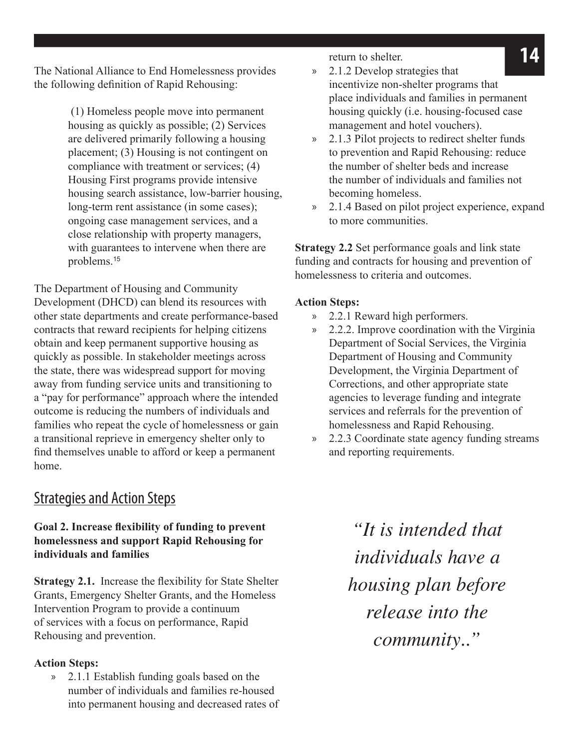The National Alliance to End Homelessness provides the following definition of Rapid Rehousing:

> (1) Homeless people move into permanent housing as quickly as possible; (2) Services are delivered primarily following a housing placement; (3) Housing is not contingent on compliance with treatment or services; (4) Housing First programs provide intensive housing search assistance, low-barrier housing, long-term rent assistance (in some cases); ongoing case management services, and a close relationship with property managers, with guarantees to intervene when there are problems.[15]

The Department of Housing and Community Development (DHCD) can blend its resources with other state departments and create performance-based contracts that reward recipients for helping citizens obtain and keep permanent supportive housing as quickly as possible. In stakeholder meetings across the state, there was widespread support for moving away from funding service units and transitioning to a "pay for performance" approach where the intended outcome is reducing the numbers of individuals and families who repeat the cycle of homelessness or gain a transitional reprieve in emergency shelter only to find themselves unable to afford or keep a permanent home.

## Strategies and Action Steps

**Goal 2. Increase flexibility of funding to prevent homelessness and support Rapid Rehousing for individuals and families**

**Strategy 2.1.** Increase the flexibility for State Shelter Grants, Emergency Shelter Grants, and the Homeless Intervention Program to provide a continuum of services with a focus on performance, Rapid Rehousing and prevention.

**Action Steps:**

- 2.1.1 Establish funding goals based on the number of individuals and families re-housed into permanent housing and decreased rates of return to shelter.
- 2.1.2 Develop strategies that incentivize non-shelter programs that place individuals and families in permanent housing quickly (i.e. housing-focused case management and hotel vouchers).
- 2.1.3 Pilot projects to redirect shelter funds to prevention and Rapid Rehousing: reduce the number of shelter beds and increase the number of individuals and families not becoming homeless.
- 2.1.4 Based on pilot project experience, expand to more communities.

**Strategy 2.2** Set performance goals and link state funding and contracts for housing and prevention of homelessness to criteria and outcomes.

**Action Steps:**

- 2.2.1 Reward high performers.
- 2.2.2. Improve coordination with the Virginia Department of Social Services, the Virginia Department of Housing and Community Development, the Virginia Department of Corrections, and other appropriate state agencies to leverage funding and integrate services and referrals for the prevention of homelessness and Rapid Rehousing.
- 2.2.3 Coordinate state agency funding streams and reporting requirements.

*"It is intended that individuals have a housing plan before release into the community.."*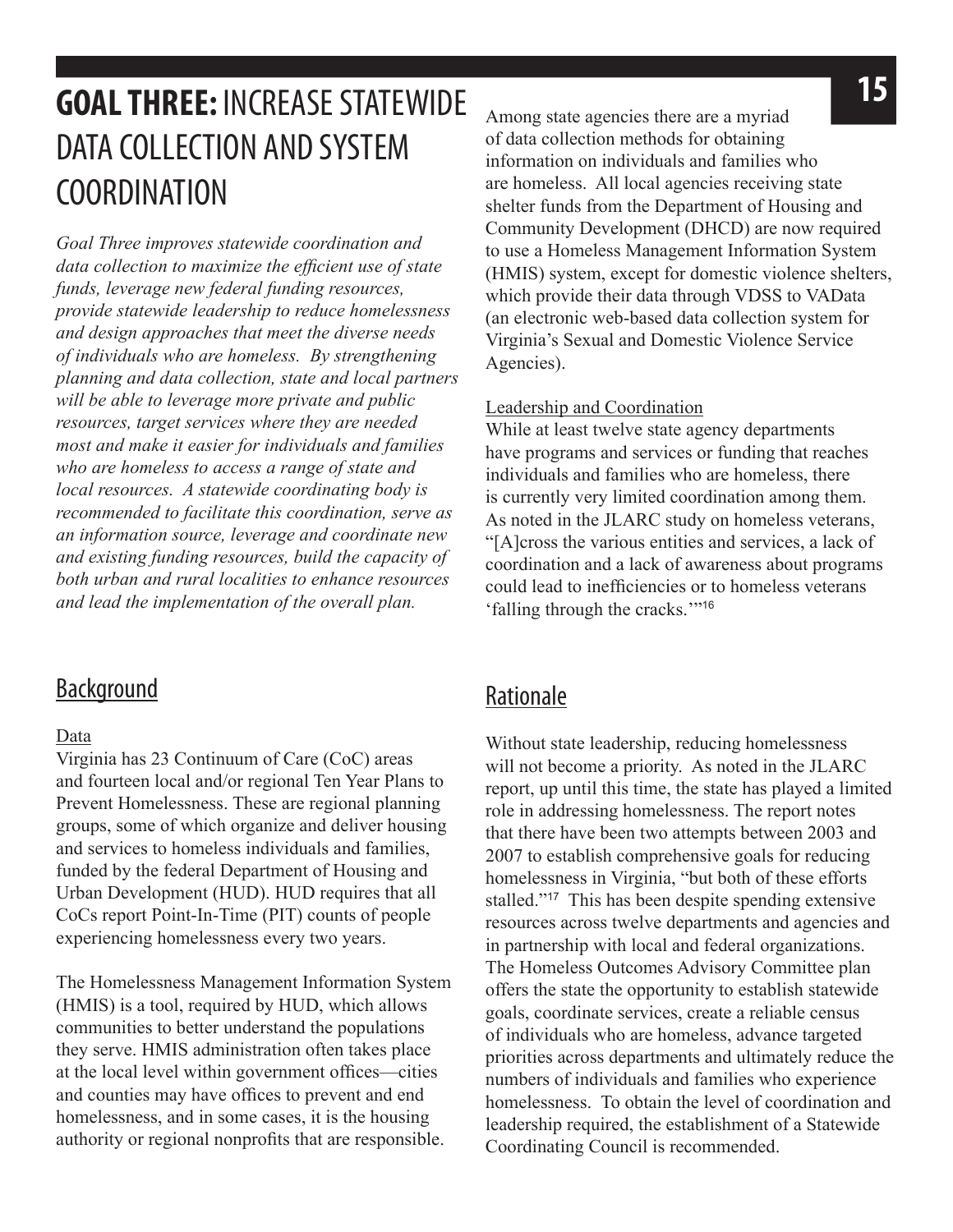# **GOAL THREE:** INCREASE STATEWIDE DATA COLLECTION AND SYSTEM COORDINATION

*Goal Three improves statewide coordination and data collection to maximize the efficient use of state funds, leverage new federal funding resources, provide statewide leadership to reduce homelessness and design approaches that meet the diverse needs of individuals who are homeless. By strengthening planning and data collection, state and local partners will be able to leverage more private and public resources, target services where they are needed most and make it easier for individuals and families who are homeless to access a range of state and local resources. A statewide coordinating body is recommended to facilitate this coordination, serve as an information source, leverage and coordinate new and existing funding resources, build the capacity of both urban and rural localities to enhance resources and lead the implementation of the overall plan.*

## Background

### Data

Virginia has 23 Continuum of Care (CoC) areas and fourteen local and/or regional Ten Year Plans to Prevent Homelessness. These are regional planning groups, some of which organize and deliver housing and services to homeless individuals and families, funded by the federal Department of Housing and Urban Development (HUD). HUD requires that all CoCs report Point-In-Time (PIT) counts of people experiencing homelessness every two years.

The Homelessness Management Information System (HMIS) is a tool, required by HUD, which allows communities to better understand the populations they serve. HMIS administration often takes place at the local level within government offices—cities and counties may have offices to prevent and end homelessness, and in some cases, it is the housing authority or regional nonprofits that are responsible. Among state agencies there are a myriad of data collection methods for obtaining information on individuals and families who are homeless. All local agencies receiving state shelter funds from the Department of Housing and Community Development (DHCD) are now required to use a Homeless Management Information System (HMIS) system, except for domestic violence shelters, which provide their data through VDSS to VAData (an electronic web-based data collection system for Virginia's Sexual and Domestic Violence Service Agencies).

### Leadership and Coordination

While at least twelve state agency departments have programs and services or funding that reaches individuals and families who are homeless, there is currently very limited coordination among them. As noted in the JLARC study on homeless veterans, "[A]cross the various entities and services, a lack of coordination and a lack of awareness about programs could lead to inefficiencies or to homeless veterans 'falling through the cracks.'"[16]

## Rationale

Without state leadership, reducing homelessness will not become a priority. As noted in the JLARC report, up until this time, the state has played a limited role in addressing homelessness. The report notes that there have been two attempts between 2003 and 2007 to establish comprehensive goals for reducing homelessness in Virginia, "but both of these efforts stalled."[17] This has been despite spending extensive resources across twelve departments and agencies and in partnership with local and federal organizations. The Homeless Outcomes Advisory Committee plan offers the state the opportunity to establish statewide goals, coordinate services, create a reliable census of individuals who are homeless, advance targeted priorities across departments and ultimately reduce the numbers of individuals and families who experience homelessness. To obtain the level of coordination and leadership required, the establishment of a Statewide Coordinating Council is recommended.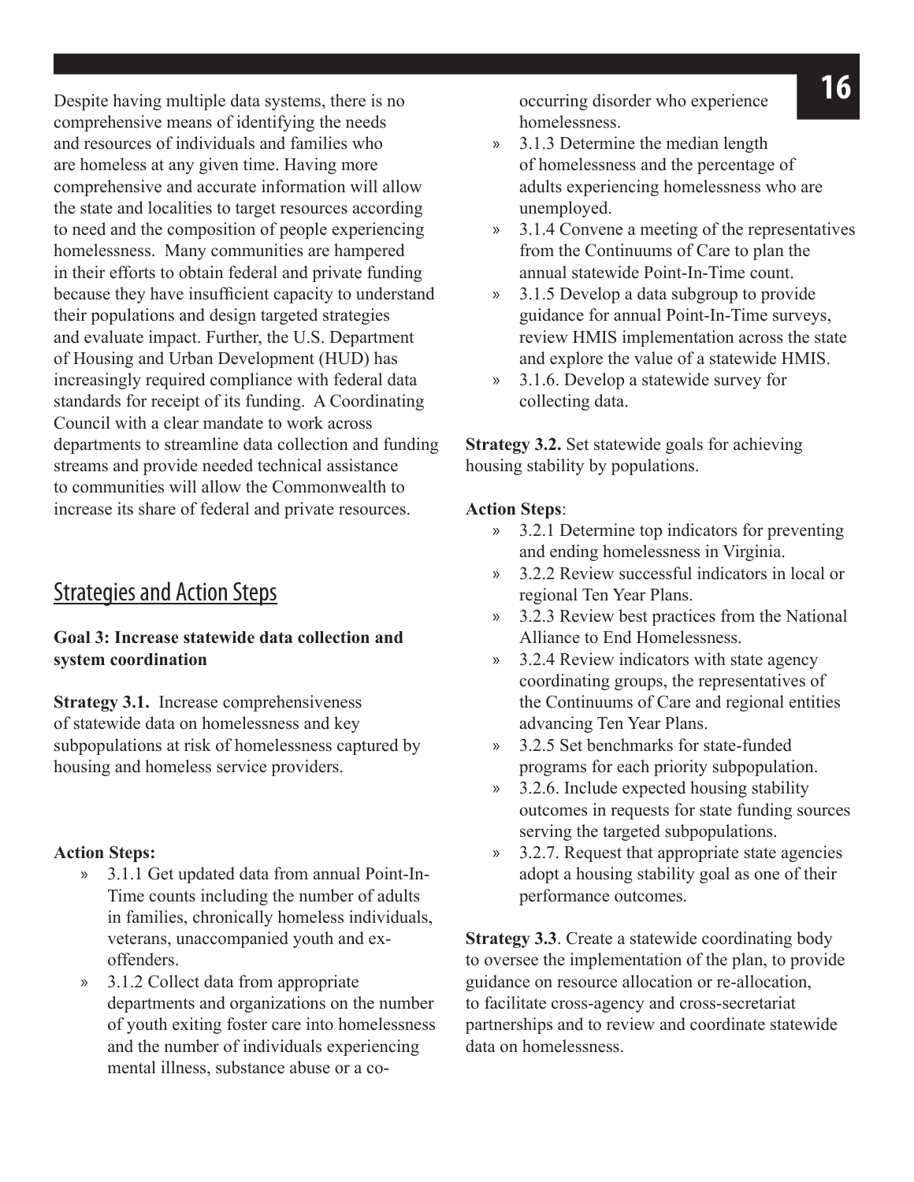Despite having multiple data systems, there is no comprehensive means of identifying the needs and resources of individuals and families who are homeless at any given time. Having more comprehensive and accurate information will allow the state and localities to target resources according to need and the composition of people experiencing homelessness. Many communities are hampered in their efforts to obtain federal and private funding because they have insufficient capacity to understand their populations and design targeted strategies and evaluate impact. Further, the U.S. Department of Housing and Urban Development (HUD) has increasingly required compliance with federal data standards for receipt of its funding. A Coordinating Council with a clear mandate to work across departments to streamline data collection and funding streams and provide needed technical assistance to communities will allow the Commonwealth to increase its share of federal and private resources.

## Strategies and Action Steps

**Goal 3: Increase statewide data collection and system coordination**

**Strategy 3.1.** Increase comprehensiveness of statewide data on homelessness and key subpopulations at risk of homelessness captured by housing and homeless service providers.

**Action Steps:**

- 3.1.1 Get updated data from annual Point-In-Time counts including the number of adults in families, chronically homeless individuals, veterans, unaccompanied youth and ex-offenders.
- 3.1.2 Collect data from appropriate departments and organizations on the number of youth exiting foster care into homelessness and the number of individuals experiencing mental illness, substance abuse or a co-occurring disorder who experience homelessness.
- 3.1.3 Determine the median length of homelessness and the percentage of adults experiencing homelessness who are unemployed.
- 3.1.4 Convene a meeting of the representatives from the Continuums of Care to plan the annual statewide Point-In-Time count.
- 3.1.5 Develop a data subgroup to provide guidance for annual Point-In-Time surveys, review HMIS implementation across the state and explore the value of a statewide HMIS.
- 3.1.6. Develop a statewide survey for collecting data.

**Strategy 3.2.** Set statewide goals for achieving housing stability by populations.

**Action Steps**:

- 3.2.1 Determine top indicators for preventing and ending homelessness in Virginia.
- 3.2.2 Review successful indicators in local or regional Ten Year Plans.
- 3.2.3 Review best practices from the National Alliance to End Homelessness.
- 3.2.4 Review indicators with state agency coordinating groups, the representatives of the Continuums of Care and regional entities advancing Ten Year Plans.
- 3.2.5 Set benchmarks for state-funded programs for each priority subpopulation.
- 3.2.6. Include expected housing stability outcomes in requests for state funding sources serving the targeted subpopulations.
- 3.2.7. Request that appropriate state agencies adopt a housing stability goal as one of their performance outcomes.

**Strategy 3.3**. Create a statewide coordinating body to oversee the implementation of the plan, to provide guidance on resource allocation or re-allocation, to facilitate cross-agency and cross-secretariat partnerships and to review and coordinate statewide data on homelessness.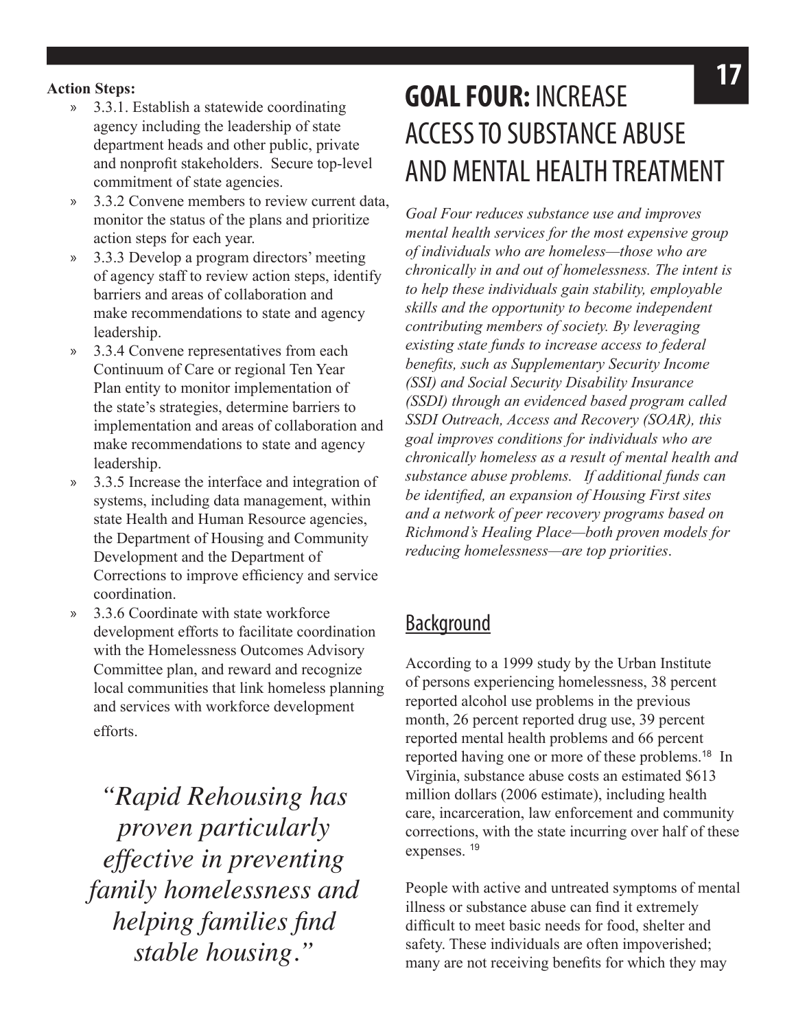**Action Steps:**

- 3.3.1. Establish a statewide coordinating agency including the leadership of state department heads and other public, private and nonprofit stakeholders. Secure top-level commitment of state agencies.
- 3.3.2 Convene members to review current data, monitor the status of the plans and prioritize action steps for each year.
- 3.3.3 Develop a program directors' meeting of agency staff to review action steps, identify barriers and areas of collaboration and make recommendations to state and agency leadership.
- 3.3.4 Convene representatives from each Continuum of Care or regional Ten Year Plan entity to monitor implementation of the state's strategies, determine barriers to implementation and areas of collaboration and make recommendations to state and agency leadership.
- 3.3.5 Increase the interface and integration of systems, including data management, within state Health and Human Resource agencies, the Department of Housing and Community Development and the Department of Corrections to improve efficiency and service coordination.
- 3.3.6 Coordinate with state workforce development efforts to facilitate coordination with the Homelessness Outcomes Advisory Committee plan, and reward and recognize local communities that link homeless planning and services with workforce development efforts.

*"Rapid Rehousing has proven particularly effective in preventing family homelessness and helping families find stable housing."*

# GOAL FOUR: INCREASE ACCESS TO SUBSTANCE ABUSE AND MENTAL HEALTH TREATMENT

*Goal Four reduces substance use and improves mental health services for the most expensive group of individuals who are homeless—those who are chronically in and out of homelessness. The intent is to help these individuals gain stability, employable skills and the opportunity to become independent contributing members of society. By leveraging existing state funds to increase access to federal benefits, such as Supplementary Security Income (SSI) and Social Security Disability Insurance (SSDI) through an evidenced based program called SSDI Outreach, Access and Recovery (SOAR), this goal improves conditions for individuals who are chronically homeless as a result of mental health and substance abuse problems. If additional funds can be identified, an expansion of Housing First sites and a network of peer recovery programs based on Richmond's Healing Place—both proven models for reducing homelessness—are top priorities.*

## Background

According to a 1999 study by the Urban Institute of persons experiencing homelessness, 38 percent reported alcohol use problems in the previous month, 26 percent reported drug use, 39 percent reported mental health problems and 66 percent reported having one or more of these problems.[18] In Virginia, substance abuse costs an estimated $613 million dollars (2006 estimate), including health care, incarceration, law enforcement and community corrections, with the state incurring over half of these expenses. [19]

People with active and untreated symptoms of mental illness or substance abuse can find it extremely difficult to meet basic needs for food, shelter and safety. These individuals are often impoverished; many are not receiving benefits for which they may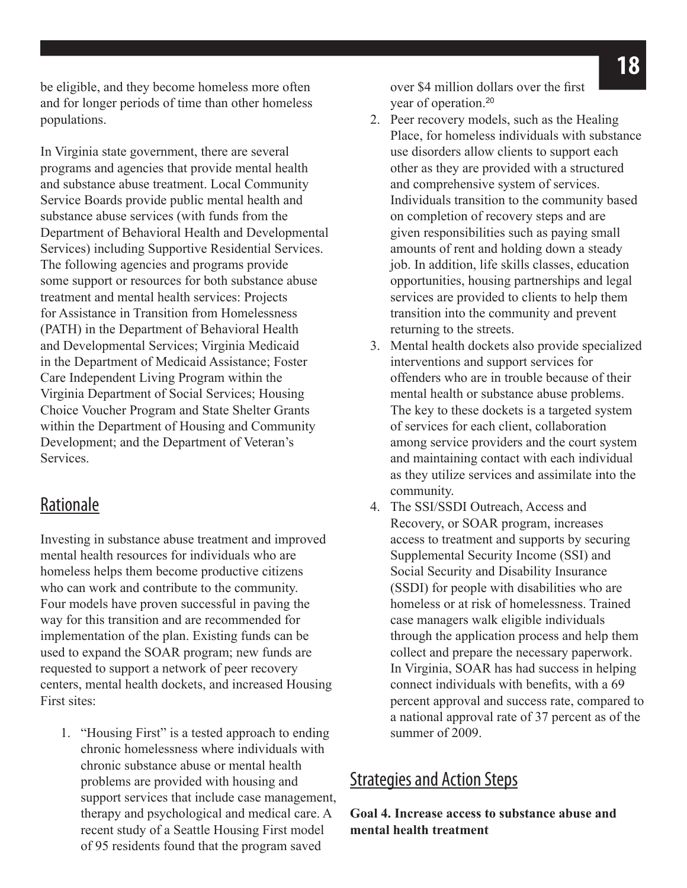be eligible, and they become homeless more often and for longer periods of time than other homeless populations.

In Virginia state government, there are several programs and agencies that provide mental health and substance abuse treatment. Local Community Service Boards provide public mental health and substance abuse services (with funds from the Department of Behavioral Health and Developmental Services) including Supportive Residential Services. The following agencies and programs provide some support or resources for both substance abuse treatment and mental health services: Projects for Assistance in Transition from Homelessness (PATH) in the Department of Behavioral Health and Developmental Services; Virginia Medicaid in the Department of Medicaid Assistance; Foster Care Independent Living Program within the Virginia Department of Social Services; Housing Choice Voucher Program and State Shelter Grants within the Department of Housing and Community Development; and the Department of Veteran's Services.

## Rationale

Investing in substance abuse treatment and improved mental health resources for individuals who are homeless helps them become productive citizens who can work and contribute to the community. Four models have proven successful in paving the way for this transition and are recommended for implementation of the plan. Existing funds can be used to expand the SOAR program; new funds are requested to support a network of peer recovery centers, mental health dockets, and increased Housing First sites:

1. "Housing First" is a tested approach to ending chronic homelessness where individuals with chronic substance abuse or mental health problems are provided with housing and support services that include case management, therapy and psychological and medical care. A recent study of a Seattle Housing First model of 95 residents found that the program saved over $4 million dollars over the first year of operation.[20]
2. Peer recovery models, such as the Healing Place, for homeless individuals with substance use disorders allow clients to support each other as they are provided with a structured and comprehensive system of services. Individuals transition to the community based on completion of recovery steps and are given responsibilities such as paying small amounts of rent and holding down a steady job. In addition, life skills classes, education opportunities, housing partnerships and legal services are provided to clients to help them transition into the community and prevent returning to the streets.
3. Mental health dockets also provide specialized interventions and support services for offenders who are in trouble because of their mental health or substance abuse problems. The key to these dockets is a targeted system of services for each client, collaboration among service providers and the court system and maintaining contact with each individual as they utilize services and assimilate into the community.
4. The SSI/SSDI Outreach, Access and Recovery, or SOAR program, increases access to treatment and supports by securing Supplemental Security Income (SSI) and Social Security and Disability Insurance (SSDI) for people with disabilities who are homeless or at risk of homelessness. Trained case managers walk eligible individuals through the application process and help them collect and prepare the necessary paperwork. In Virginia, SOAR has had success in helping connect individuals with benefits, with a 69 percent approval and success rate, compared to a national approval rate of 37 percent as of the summer of 2009.

## Strategies and Action Steps

**Goal 4. Increase access to substance abuse and mental health treatment**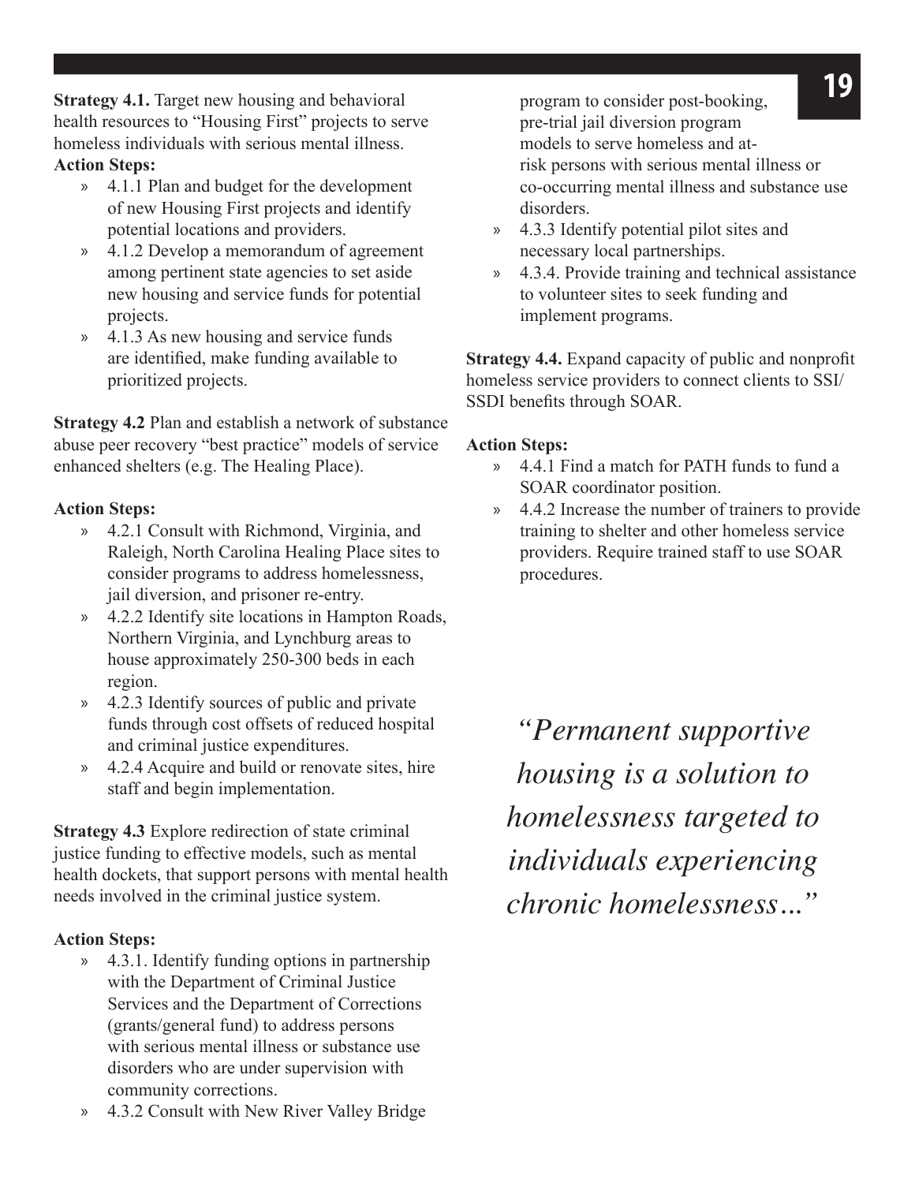**Strategy 4.1.** Target new housing and behavioral health resources to "Housing First" projects to serve homeless individuals with serious mental illness.

**Action Steps:**

- » 4.1.1 Plan and budget for the development of new Housing First projects and identify potential locations and providers.
- » 4.1.2 Develop a memorandum of agreement among pertinent state agencies to set aside new housing and service funds for potential projects.
- » 4.1.3 As new housing and service funds are identified, make funding available to prioritized projects.

**Strategy 4.2** Plan and establish a network of substance abuse peer recovery "best practice" models of service enhanced shelters (e.g. The Healing Place).

**Action Steps:**

- » 4.2.1 Consult with Richmond, Virginia, and Raleigh, North Carolina Healing Place sites to consider programs to address homelessness, jail diversion, and prisoner re-entry.
- » 4.2.2 Identify site locations in Hampton Roads, Northern Virginia, and Lynchburg areas to house approximately 250-300 beds in each region.
- » 4.2.3 Identify sources of public and private funds through cost offsets of reduced hospital and criminal justice expenditures.
- » 4.2.4 Acquire and build or renovate sites, hire staff and begin implementation.

**Strategy 4.3** Explore redirection of state criminal justice funding to effective models, such as mental health dockets, that support persons with mental health needs involved in the criminal justice system.

**Action Steps:**

- » 4.3.1. Identify funding options in partnership with the Department of Criminal Justice Services and the Department of Corrections (grants/general fund) to address persons with serious mental illness or substance use disorders who are under supervision with community corrections.
- » 4.3.2 Consult with New River Valley Bridge program to consider post-booking, pre-trial jail diversion program models to serve homeless and at-risk persons with serious mental illness or co-occurring mental illness and substance use disorders.
- » 4.3.3 Identify potential pilot sites and necessary local partnerships.
- » 4.3.4. Provide training and technical assistance to volunteer sites to seek funding and implement programs.

**Strategy 4.4.** Expand capacity of public and nonprofit homeless service providers to connect clients to SSI/SSDI benefits through SOAR.

**Action Steps:**

- » 4.4.1 Find a match for PATH funds to fund a SOAR coordinator position.
- » 4.4.2 Increase the number of trainers to provide training to shelter and other homeless service providers. Require trained staff to use SOAR procedures.

*"Permanent supportive housing is a solution to homelessness targeted to individuals experiencing chronic homelessness..."*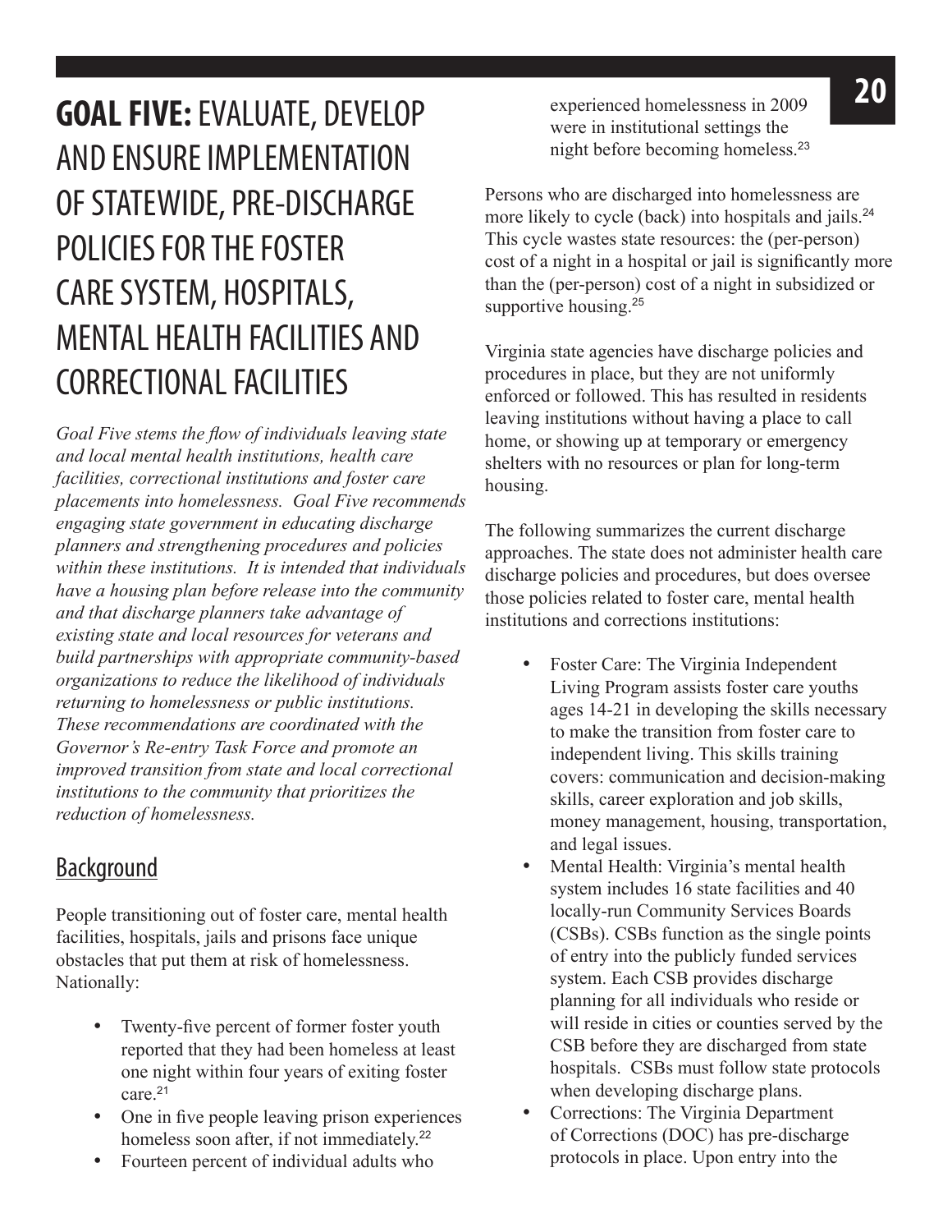# GOAL FIVE: EVALUATE, DEVELOP AND ENSURE IMPLEMENTATION OF STATEWIDE, PRE-DISCHARGE POLICIES FOR THE FOSTER CARE SYSTEM, HOSPITALS, MENTAL HEALTH FACILITIES AND CORRECTIONAL FACILITIES

*Goal Five stems the flow of individuals leaving state and local mental health institutions, health care facilities, correctional institutions and foster care placements into homelessness. Goal Five recommends engaging state government in educating discharge planners and strengthening procedures and policies within these institutions. It is intended that individuals have a housing plan before release into the community and that discharge planners take advantage of existing state and local resources for veterans and build partnerships with appropriate community-based organizations to reduce the likelihood of individuals returning to homelessness or public institutions. These recommendations are coordinated with the Governor's Re-entry Task Force and promote an improved transition from state and local correctional institutions to the community that prioritizes the reduction of homelessness.*

## Background

People transitioning out of foster care, mental health facilities, hospitals, jails and prisons face unique obstacles that put them at risk of homelessness. Nationally:

- Twenty-five percent of former foster youth reported that they had been homeless at least one night within four years of exiting foster care.[21]
- One in five people leaving prison experiences homeless soon after, if not immediately.[22]
- Fourteen percent of individual adults who experienced homelessness in 2009 were in institutional settings the night before becoming homeless.[23]

Persons who are discharged into homelessness are more likely to cycle (back) into hospitals and jails.[24] This cycle wastes state resources: the (per-person) cost of a night in a hospital or jail is significantly more than the (per-person) cost of a night in subsidized or supportive housing.[25]

Virginia state agencies have discharge policies and procedures in place, but they are not uniformly enforced or followed. This has resulted in residents leaving institutions without having a place to call home, or showing up at temporary or emergency shelters with no resources or plan for long-term housing.

The following summarizes the current discharge approaches. The state does not administer health care discharge policies and procedures, but does oversee those policies related to foster care, mental health institutions and corrections institutions:

- Foster Care: The Virginia Independent Living Program assists foster care youths ages 14-21 in developing the skills necessary to make the transition from foster care to independent living. This skills training covers: communication and decision-making skills, career exploration and job skills, money management, housing, transportation, and legal issues.
- Mental Health: Virginia's mental health system includes 16 state facilities and 40 locally-run Community Services Boards (CSBs). CSBs function as the single points of entry into the publicly funded services system. Each CSB provides discharge planning for all individuals who reside or will reside in cities or counties served by the CSB before they are discharged from state hospitals. CSBs must follow state protocols when developing discharge plans.
- Corrections: The Virginia Department of Corrections (DOC) has pre-discharge protocols in place. Upon entry into the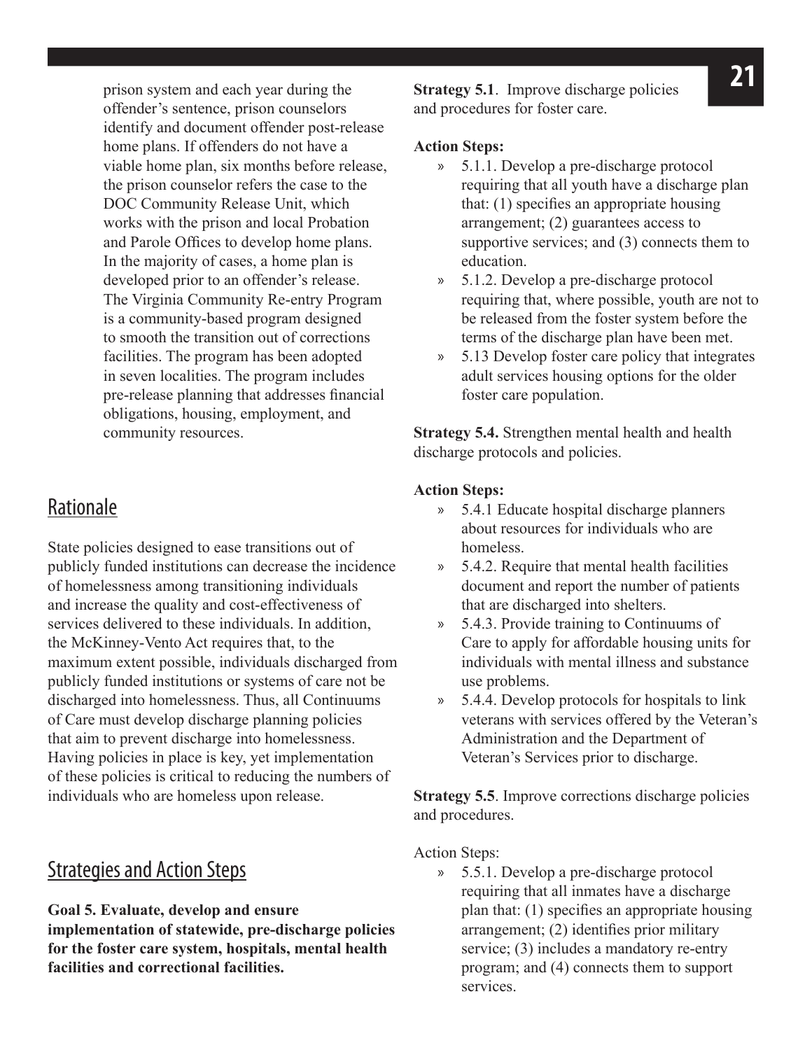prison system and each year during the offender's sentence, prison counselors identify and document offender post-release home plans. If offenders do not have a viable home plan, six months before release, the prison counselor refers the case to the DOC Community Release Unit, which works with the prison and local Probation and Parole Offices to develop home plans. In the majority of cases, a home plan is developed prior to an offender's release. The Virginia Community Re-entry Program is a community-based program designed to smooth the transition out of corrections facilities. The program has been adopted in seven localities. The program includes pre-release planning that addresses financial obligations, housing, employment, and community resources.

## Rationale

State policies designed to ease transitions out of publicly funded institutions can decrease the incidence of homelessness among transitioning individuals and increase the quality and cost-effectiveness of services delivered to these individuals. In addition, the McKinney-Vento Act requires that, to the maximum extent possible, individuals discharged from publicly funded institutions or systems of care not be discharged into homelessness. Thus, all Continuums of Care must develop discharge planning policies that aim to prevent discharge into homelessness. Having policies in place is key, yet implementation of these policies is critical to reducing the numbers of individuals who are homeless upon release.

## Strategies and Action Steps

**Goal 5. Evaluate, develop and ensure implementation of statewide, pre-discharge policies for the foster care system, hospitals, mental health facilities and correctional facilities.**

**Strategy 5.1**. Improve discharge policies and procedures for foster care.

**Action Steps:**

- 5.1.1. Develop a pre-discharge protocol requiring that all youth have a discharge plan that: (1) specifies an appropriate housing arrangement; (2) guarantees access to supportive services; and (3) connects them to education.
- 5.1.2. Develop a pre-discharge protocol requiring that, where possible, youth are not to be released from the foster system before the terms of the discharge plan have been met.
- 5.13 Develop foster care policy that integrates adult services housing options for the older foster care population.

**Strategy 5.4.** Strengthen mental health and health discharge protocols and policies.

**Action Steps:**

- 5.4.1 Educate hospital discharge planners about resources for individuals who are homeless.
- 5.4.2. Require that mental health facilities document and report the number of patients that are discharged into shelters.
- 5.4.3. Provide training to Continuums of Care to apply for affordable housing units for individuals with mental illness and substance use problems.
- 5.4.4. Develop protocols for hospitals to link veterans with services offered by the Veteran's Administration and the Department of Veteran's Services prior to discharge.

**Strategy 5.5**. Improve corrections discharge policies and procedures.

Action Steps:

- 5.5.1. Develop a pre-discharge protocol requiring that all inmates have a discharge plan that: (1) specifies an appropriate housing arrangement; (2) identifies prior military service; (3) includes a mandatory re-entry program; and (4) connects them to support services.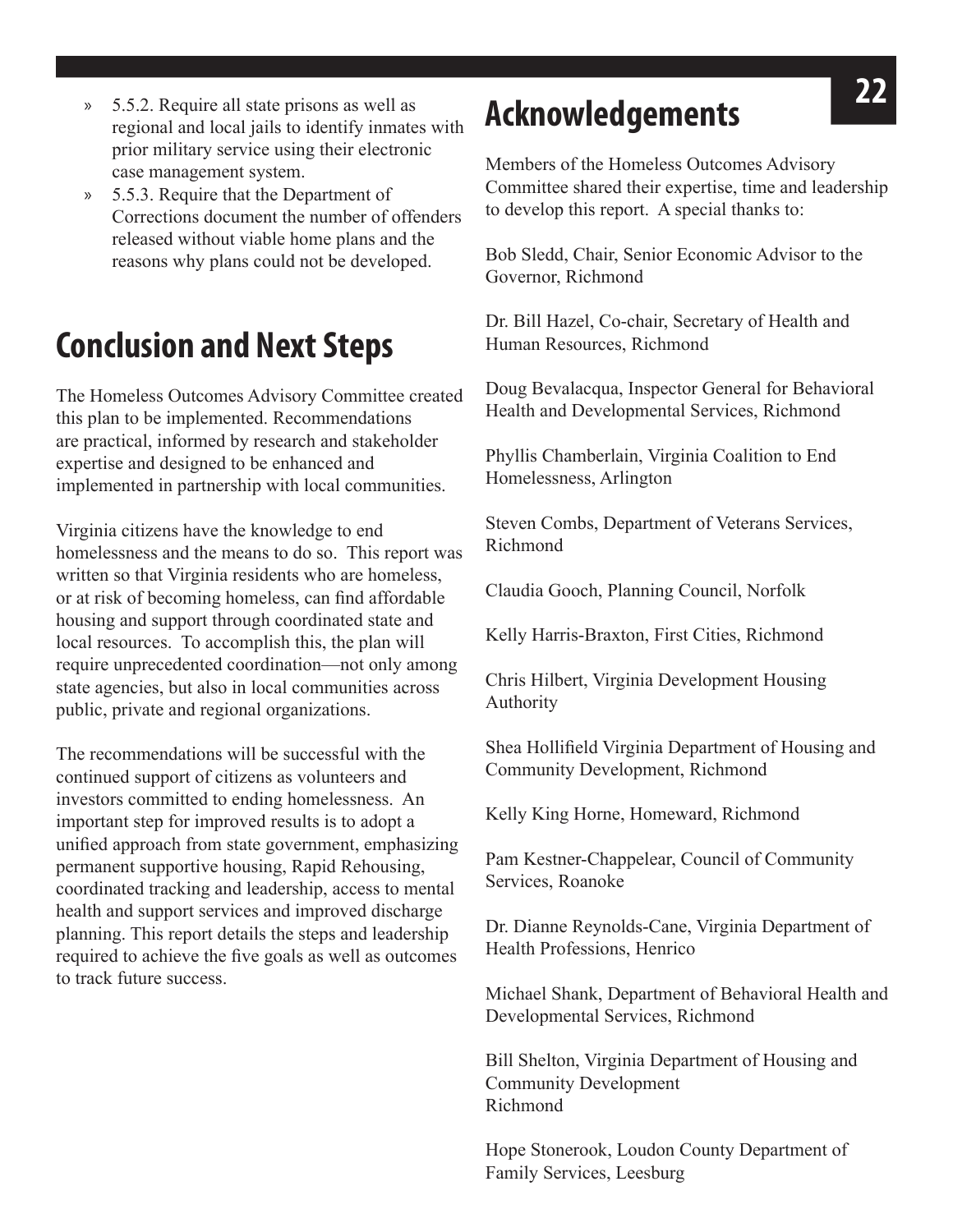- » 5.5.2. Require all state prisons as well as regional and local jails to identify inmates with prior military service using their electronic case management system.
- » 5.5.3. Require that the Department of Corrections document the number of offenders released without viable home plans and the reasons why plans could not be developed.

# Conclusion and Next Steps

The Homeless Outcomes Advisory Committee created this plan to be implemented. Recommendations are practical, informed by research and stakeholder expertise and designed to be enhanced and implemented in partnership with local communities.

Virginia citizens have the knowledge to end homelessness and the means to do so. This report was written so that Virginia residents who are homeless, or at risk of becoming homeless, can find affordable housing and support through coordinated state and local resources. To accomplish this, the plan will require unprecedented coordination—not only among state agencies, but also in local communities across public, private and regional organizations.

The recommendations will be successful with the continued support of citizens as volunteers and investors committed to ending homelessness. An important step for improved results is to adopt a unified approach from state government, emphasizing permanent supportive housing, Rapid Rehousing, coordinated tracking and leadership, access to mental health and support services and improved discharge planning. This report details the steps and leadership required to achieve the five goals as well as outcomes to track future success.

# Acknowledgements

Members of the Homeless Outcomes Advisory Committee shared their expertise, time and leadership to develop this report. A special thanks to:

Bob Sledd, Chair, Senior Economic Advisor to the Governor, Richmond

Dr. Bill Hazel, Co-chair, Secretary of Health and Human Resources, Richmond

Doug Bevalacqua, Inspector General for Behavioral Health and Developmental Services, Richmond

Phyllis Chamberlain, Virginia Coalition to End Homelessness, Arlington

Steven Combs, Department of Veterans Services, Richmond

Claudia Gooch, Planning Council, Norfolk

Kelly Harris-Braxton, First Cities, Richmond

Chris Hilbert, Virginia Development Housing Authority

Shea Hollifield Virginia Department of Housing and Community Development, Richmond

Kelly King Horne, Homeward, Richmond

Pam Kestner-Chappelear, Council of Community Services, Roanoke

Dr. Dianne Reynolds-Cane, Virginia Department of Health Professions, Henrico

Michael Shank, Department of Behavioral Health and Developmental Services, Richmond

Bill Shelton, Virginia Department of Housing and Community Development
Richmond

Hope Stonerook, Loudon County Department of Family Services, Leesburg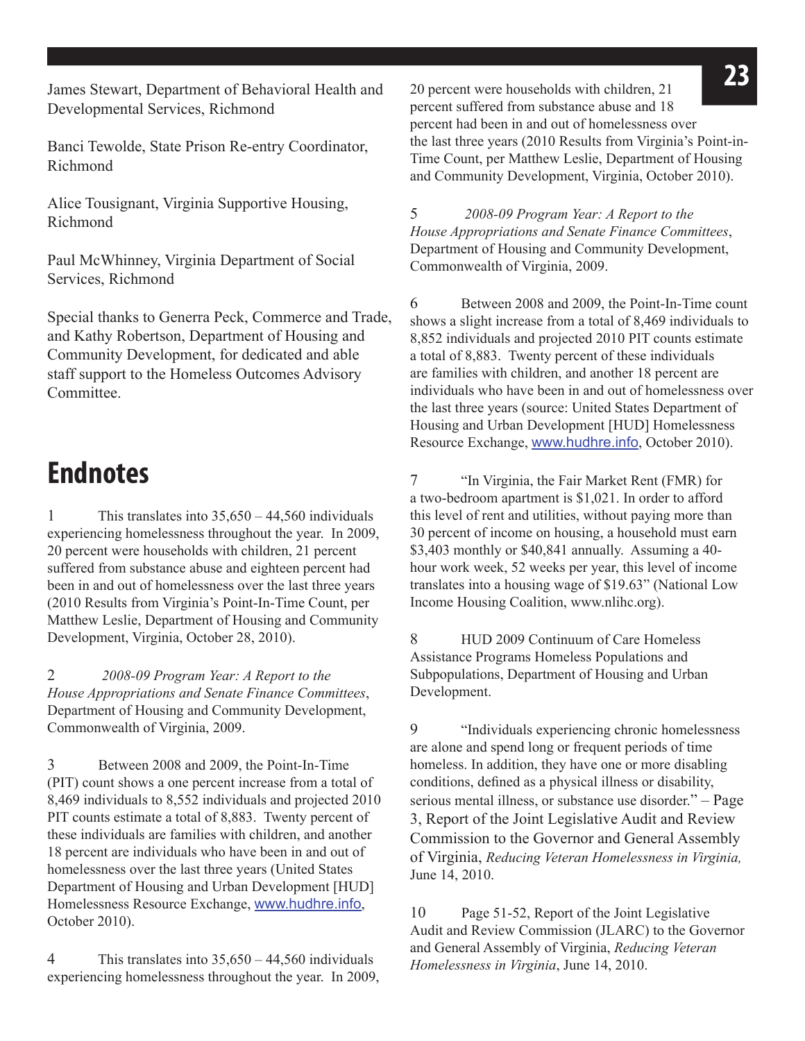James Stewart, Department of Behavioral Health and Developmental Services, Richmond

Banci Tewolde, State Prison Re-entry Coordinator, Richmond

Alice Tousignant, Virginia Supportive Housing, Richmond

Paul McWhinney, Virginia Department of Social Services, Richmond

Special thanks to Generra Peck, Commerce and Trade, and Kathy Robertson, Department of Housing and Community Development, for dedicated and able staff support to the Homeless Outcomes Advisory Committee.

# Endnotes

1 This translates into 35,650 – 44,560 individuals experiencing homelessness throughout the year. In 2009, 20 percent were households with children, 21 percent suffered from substance abuse and eighteen percent had been in and out of homelessness over the last three years (2010 Results from Virginia's Point-In-Time Count, per Matthew Leslie, Department of Housing and Community Development, Virginia, October 28, 2010).

2 *2008-09 Program Year: A Report to the House Appropriations and Senate Finance Committees*, Department of Housing and Community Development, Commonwealth of Virginia, 2009.

3 Between 2008 and 2009, the Point-In-Time (PIT) count shows a one percent increase from a total of 8,469 individuals to 8,552 individuals and projected 2010 PIT counts estimate a total of 8,883. Twenty percent of these individuals are families with children, and another 18 percent are individuals who have been in and out of homelessness over the last three years (United States Department of Housing and Urban Development [HUD] Homelessness Resource Exchange, www.hudhre.info, October 2010).

4 This translates into 35,650 – 44,560 individuals experiencing homelessness throughout the year. In 2009, 20 percent were households with children, 21 percent suffered from substance abuse and 18 percent had been in and out of homelessness over the last three years (2010 Results from Virginia's Point-in-Time Count, per Matthew Leslie, Department of Housing and Community Development, Virginia, October 2010).

5 *2008-09 Program Year: A Report to the House Appropriations and Senate Finance Committees*, Department of Housing and Community Development, Commonwealth of Virginia, 2009.

6 Between 2008 and 2009, the Point-In-Time count shows a slight increase from a total of 8,469 individuals to 8,852 individuals and projected 2010 PIT counts estimate a total of 8,883. Twenty percent of these individuals are families with children, and another 18 percent are individuals who have been in and out of homelessness over the last three years (source: United States Department of Housing and Urban Development [HUD] Homelessness Resource Exchange, www.hudhre.info, October 2010).

7 "In Virginia, the Fair Market Rent (FMR) for a two-bedroom apartment is $1,021. In order to afford this level of rent and utilities, without paying more than 30 percent of income on housing, a household must earn $3,403 monthly or $40,841 annually. Assuming a 40-hour work week, 52 weeks per year, this level of income translates into a housing wage of $19.63" (National Low Income Housing Coalition, www.nlihc.org).

8 HUD 2009 Continuum of Care Homeless Assistance Programs Homeless Populations and Subpopulations, Department of Housing and Urban Development.

9 "Individuals experiencing chronic homelessness are alone and spend long or frequent periods of time homeless. In addition, they have one or more disabling conditions, defined as a physical illness or disability, serious mental illness, or substance use disorder." – Page 3, Report of the Joint Legislative Audit and Review Commission to the Governor and General Assembly of Virginia, *Reducing Veteran Homelessness in Virginia,* June 14, 2010.

10 Page 51-52, Report of the Joint Legislative Audit and Review Commission (JLARC) to the Governor and General Assembly of Virginia, *Reducing Veteran Homelessness in Virginia*, June 14, 2010.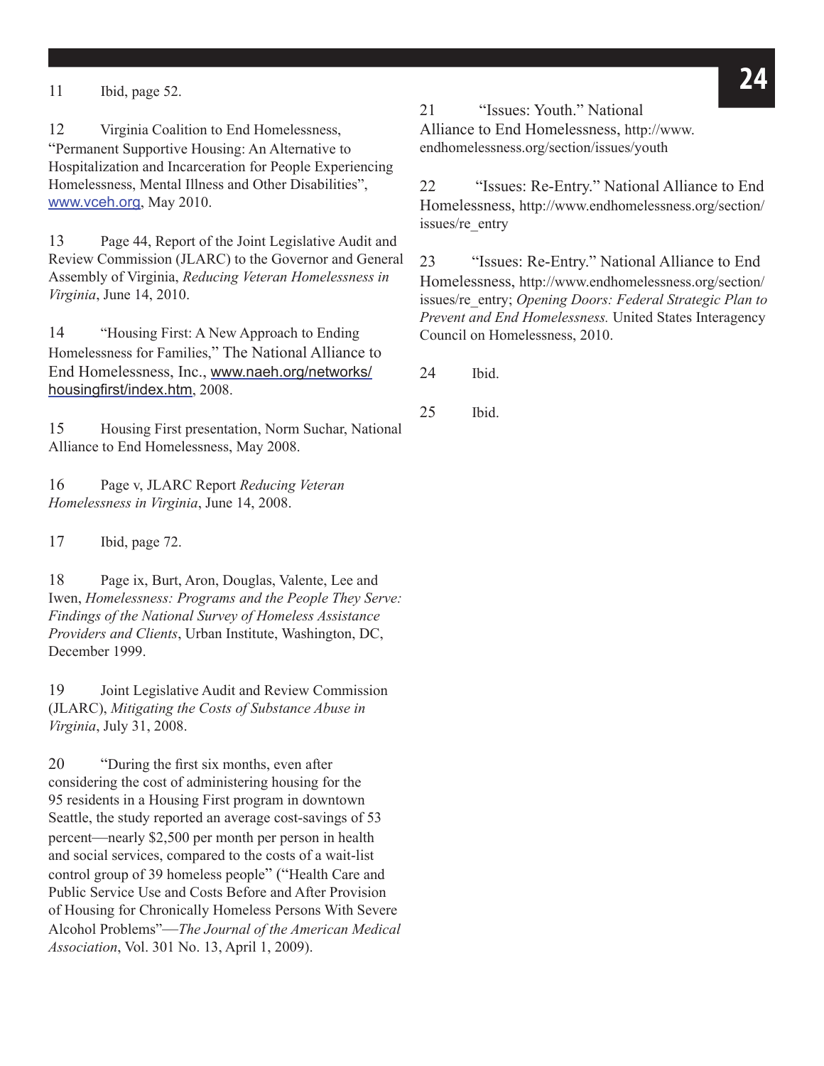11 Ibid, page 52.

12 Virginia Coalition to End Homelessness, "Permanent Supportive Housing: An Alternative to Hospitalization and Incarceration for People Experiencing Homelessness, Mental Illness and Other Disabilities", www.vceh.org, May 2010.

13 Page 44, Report of the Joint Legislative Audit and Review Commission (JLARC) to the Governor and General Assembly of Virginia, *Reducing Veteran Homelessness in Virginia*, June 14, 2010.

14 "Housing First: A New Approach to Ending Homelessness for Families," The National Alliance to End Homelessness, Inc., www.naeh.org/networks/housingfirst/index.htm, 2008.

15 Housing First presentation, Norm Suchar, National Alliance to End Homelessness, May 2008.

16 Page v, JLARC Report *Reducing Veteran Homelessness in Virginia*, June 14, 2008.

17 Ibid, page 72.

18 Page ix, Burt, Aron, Douglas, Valente, Lee and Iwen, *Homelessness: Programs and the People They Serve: Findings of the National Survey of Homeless Assistance Providers and Clients*, Urban Institute, Washington, DC, December 1999.

19 Joint Legislative Audit and Review Commission (JLARC), *Mitigating the Costs of Substance Abuse in Virginia*, July 31, 2008.

20 "During the first six months, even after considering the cost of administering housing for the 95 residents in a Housing First program in downtown Seattle, the study reported an average cost-savings of 53 percent—nearly $2,500 per month per person in health and social services, compared to the costs of a wait-list control group of 39 homeless people" ("Health Care and Public Service Use and Costs Before and After Provision of Housing for Chronically Homeless Persons With Severe Alcohol Problems"—*The Journal of the American Medical Association*, Vol. 301 No. 13, April 1, 2009).

21 "Issues: Youth." National Alliance to End Homelessness, http://www.endhomelessness.org/section/issues/youth

22 "Issues: Re-Entry." National Alliance to End Homelessness, http://www.endhomelessness.org/section/issues/re_entry

23 "Issues: Re-Entry." National Alliance to End Homelessness, http://www.endhomelessness.org/section/issues/re_entry; *Opening Doors: Federal Strategic Plan to Prevent and End Homelessness.* United States Interagency Council on Homelessness, 2010.

24 Ibid.

25 Ibid.